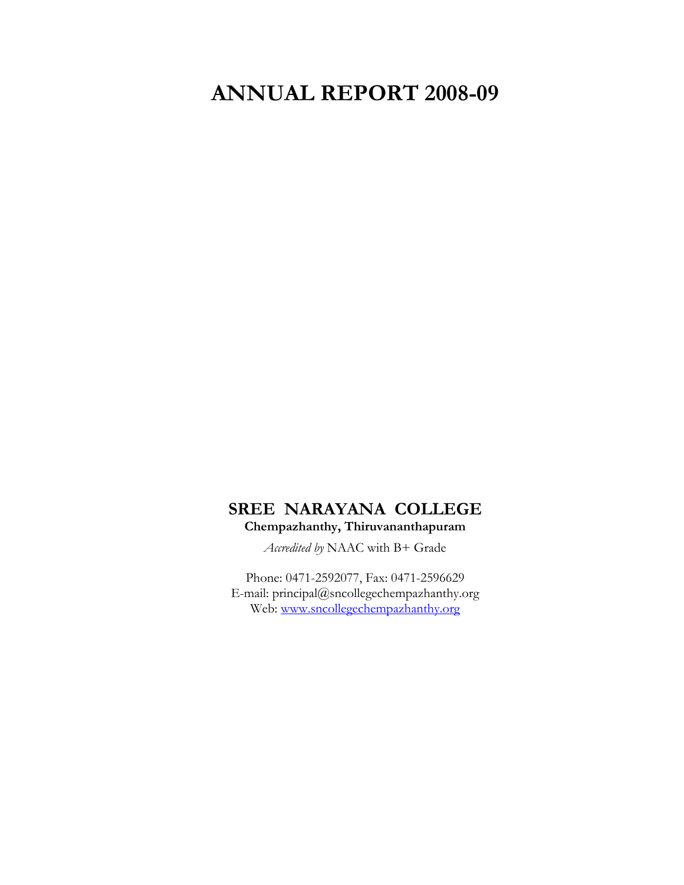# ANNUAL REPORT 2008-09

## SREE NARAYANA COLLEGE

**Chempazhanthy, Thiruvananthapuram**

*Accredited by* NAAC with B+ Grade

Phone: 0471-2592077, Fax: 0471-2596629
E-mail: principal@sncollegechempazhanthy.org
Web: www.sncollegechempazhanthy.org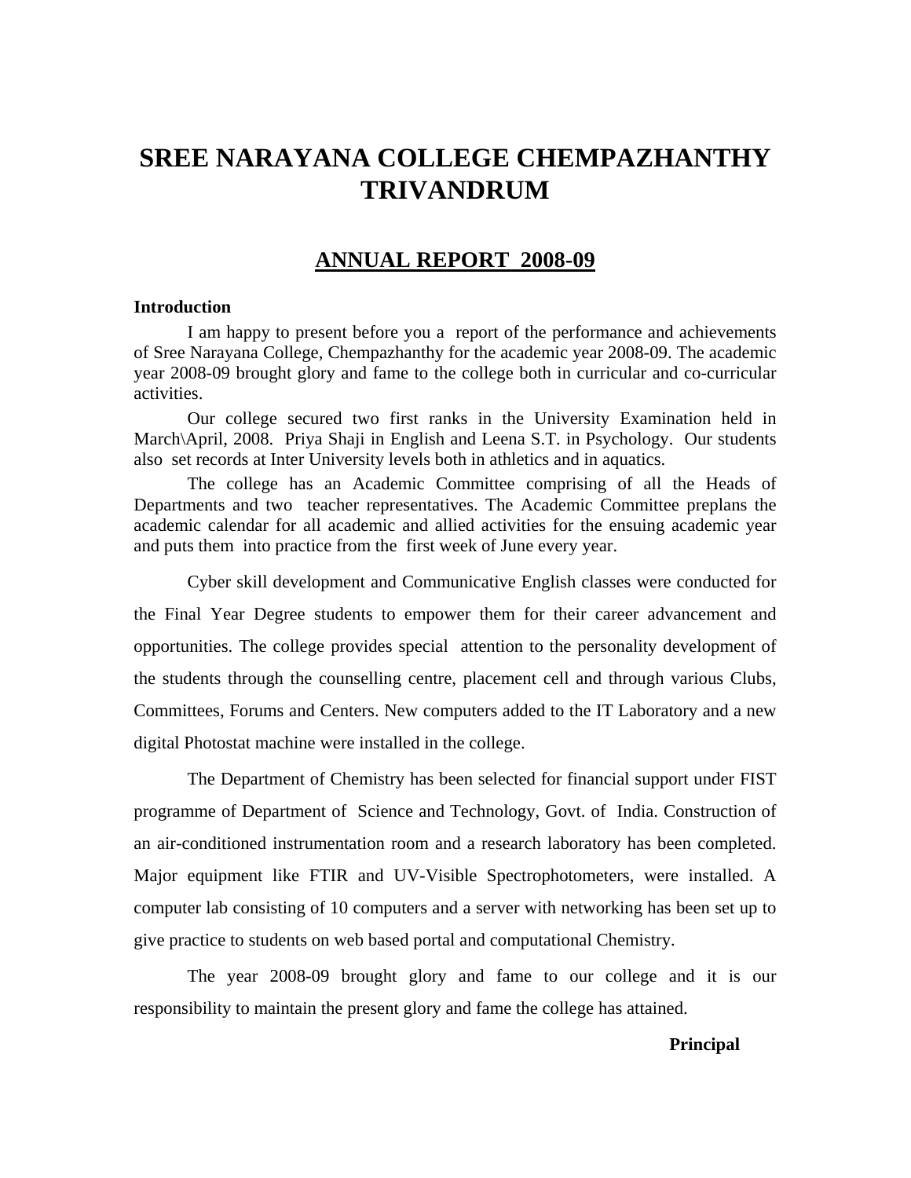# SREE NARAYANA COLLEGE CHEMPAZHANTHY TRIVANDRUM

## ANNUAL REPORT 2008-09

**Introduction**

I am happy to present before you a report of the performance and achievements of Sree Narayana College, Chempazhanthy for the academic year 2008-09. The academic year 2008-09 brought glory and fame to the college both in curricular and co-curricular activities.

Our college secured two first ranks in the University Examination held in March\April, 2008. Priya Shaji in English and Leena S.T. in Psychology. Our students also set records at Inter University levels both in athletics and in aquatics.

The college has an Academic Committee comprising of all the Heads of Departments and two teacher representatives. The Academic Committee preplans the academic calendar for all academic and allied activities for the ensuing academic year and puts them into practice from the first week of June every year.

Cyber skill development and Communicative English classes were conducted for the Final Year Degree students to empower them for their career advancement and opportunities. The college provides special attention to the personality development of the students through the counselling centre, placement cell and through various Clubs, Committees, Forums and Centers. New computers added to the IT Laboratory and a new digital Photostat machine were installed in the college.

The Department of Chemistry has been selected for financial support under FIST programme of Department of Science and Technology, Govt. of India. Construction of an air-conditioned instrumentation room and a research laboratory has been completed. Major equipment like FTIR and UV-Visible Spectrophotometers, were installed. A computer lab consisting of 10 computers and a server with networking has been set up to give practice to students on web based portal and computational Chemistry.

The year 2008-09 brought glory and fame to our college and it is our responsibility to maintain the present glory and fame the college has attained.

**Principal**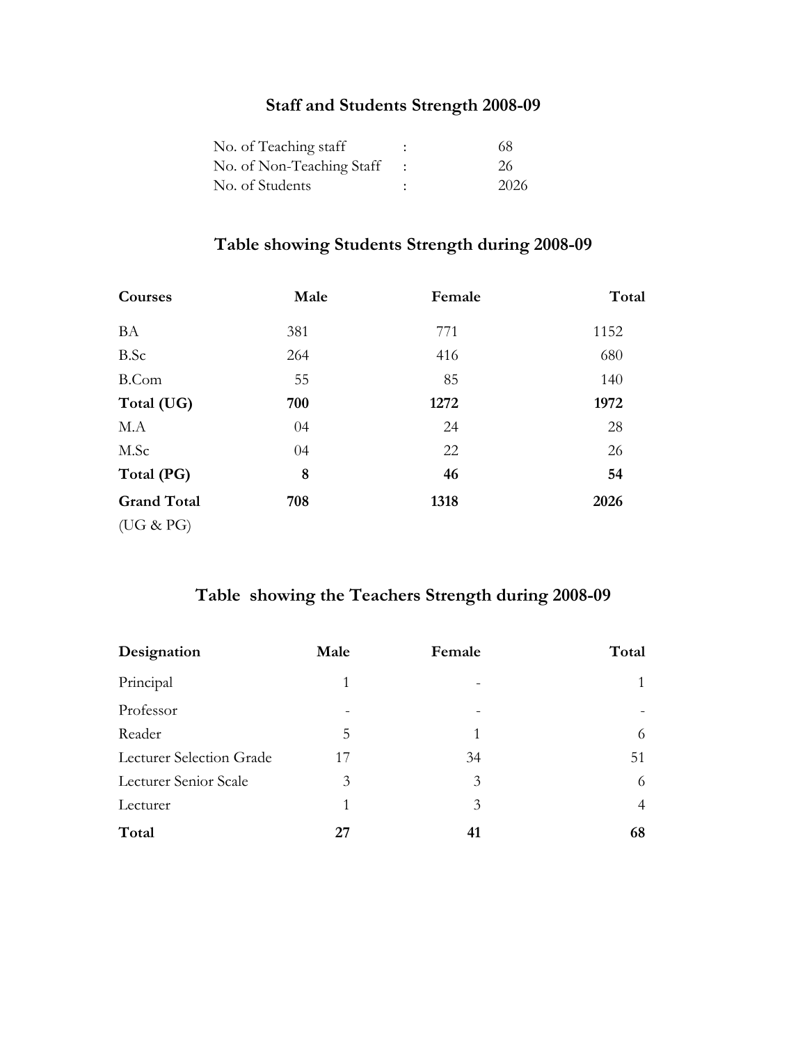## Staff and Students Strength 2008-09

| | | |
|---|---|---|
| No. of Teaching staff | : | 68 |
| No. of Non-Teaching Staff | : | 26 |
| No. of Students | : | 2026 |

## Table showing Students Strength during 2008-09

| Courses | Male | Female | Total |
|---|---|---|---|
| BA | 381 | 771 | 1152 |
| B.Sc | 264 | 416 | 680 |
| B.Com | 55 | 85 | 140 |
| **Total (UG)** | **700** | **1272** | **1972** |
| M.A | 04 | 24 | 28 |
| M.Sc | 04 | 22 | 26 |
| **Total (PG)** | **8** | **46** | **54** |
| **Grand Total** (UG & PG) | **708** | **1318** | **2026** |

## Table showing the Teachers Strength during 2008-09

| Designation | Male | Female | Total |
|---|---|---|---|
| Principal | 1 | - | 1 |
| Professor | - | - | - |
| Reader | 5 | 1 | 6 |
| Lecturer Selection Grade | 17 | 34 | 51 |
| Lecturer Senior Scale | 3 | 3 | 6 |
| Lecturer | 1 | 3 | 4 |
| **Total** | **27** | **41** | **68** |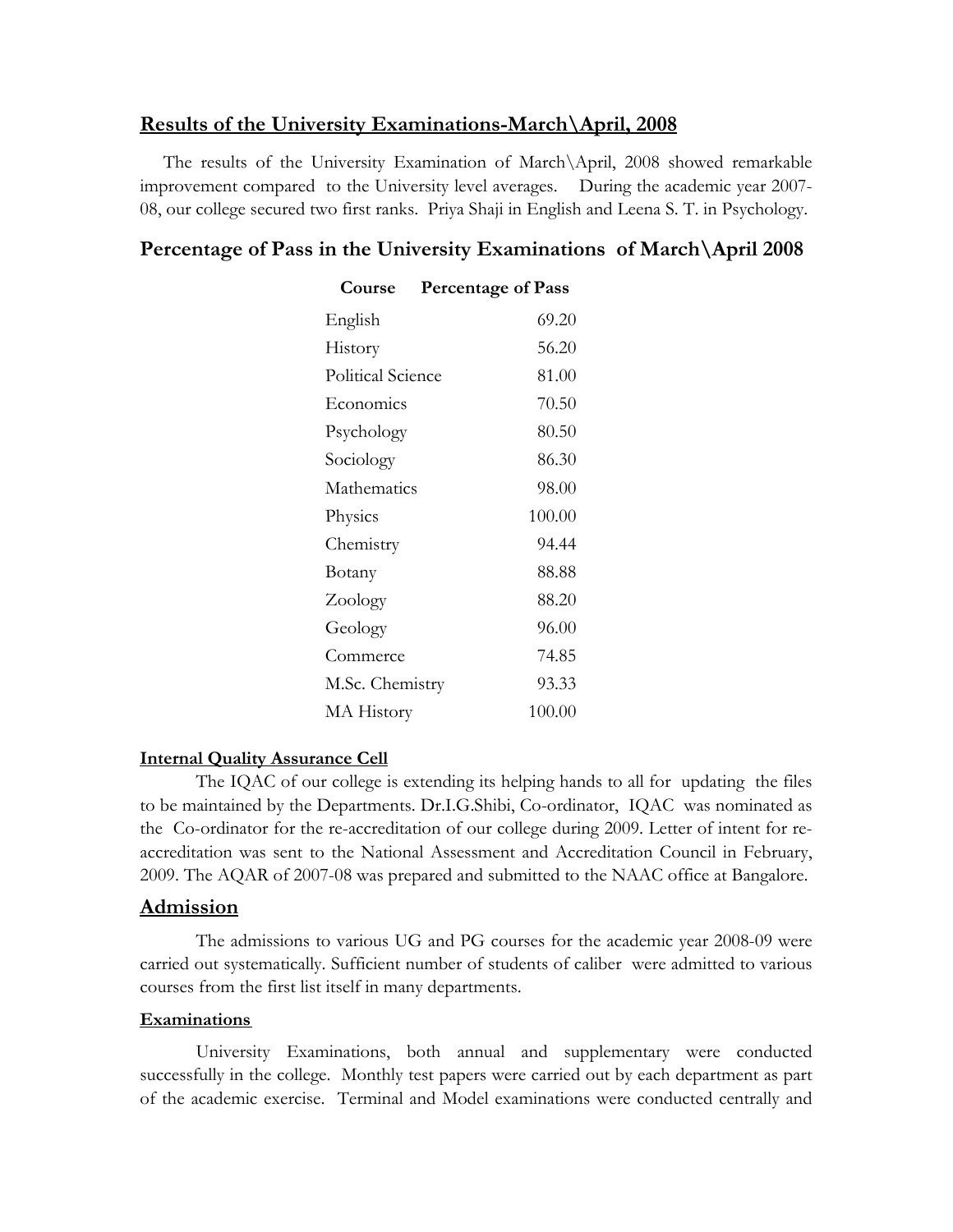## Results of the University Examinations-March\April, 2008

The results of the University Examination of March\April, 2008 showed remarkable improvement compared to the University level averages. During the academic year 2007-08, our college secured two first ranks. Priya Shaji in English and Leena S. T. in Psychology.

## Percentage of Pass in the University Examinations of March\April 2008

| Course | Percentage of Pass |
|---|---|
| English | 69.20 |
| History | 56.20 |
| Political Science | 81.00 |
| Economics | 70.50 |
| Psychology | 80.50 |
| Sociology | 86.30 |
| Mathematics | 98.00 |
| Physics | 100.00 |
| Chemistry | 94.44 |
| Botany | 88.88 |
| Zoology | 88.20 |
| Geology | 96.00 |
| Commerce | 74.85 |
| M.Sc. Chemistry | 93.33 |
| MA History | 100.00 |

### Internal Quality Assurance Cell

The IQAC of our college is extending its helping hands to all for updating the files to be maintained by the Departments. Dr.I.G.Shibi, Co-ordinator, IQAC was nominated as the Co-ordinator for the re-accreditation of our college during 2009. Letter of intent for re-accreditation was sent to the National Assessment and Accreditation Council in February, 2009. The AQAR of 2007-08 was prepared and submitted to the NAAC office at Bangalore.

## Admission

The admissions to various UG and PG courses for the academic year 2008-09 were carried out systematically. Sufficient number of students of caliber were admitted to various courses from the first list itself in many departments.

### Examinations

University Examinations, both annual and supplementary were conducted successfully in the college. Monthly test papers were carried out by each department as part of the academic exercise. Terminal and Model examinations were conducted centrally and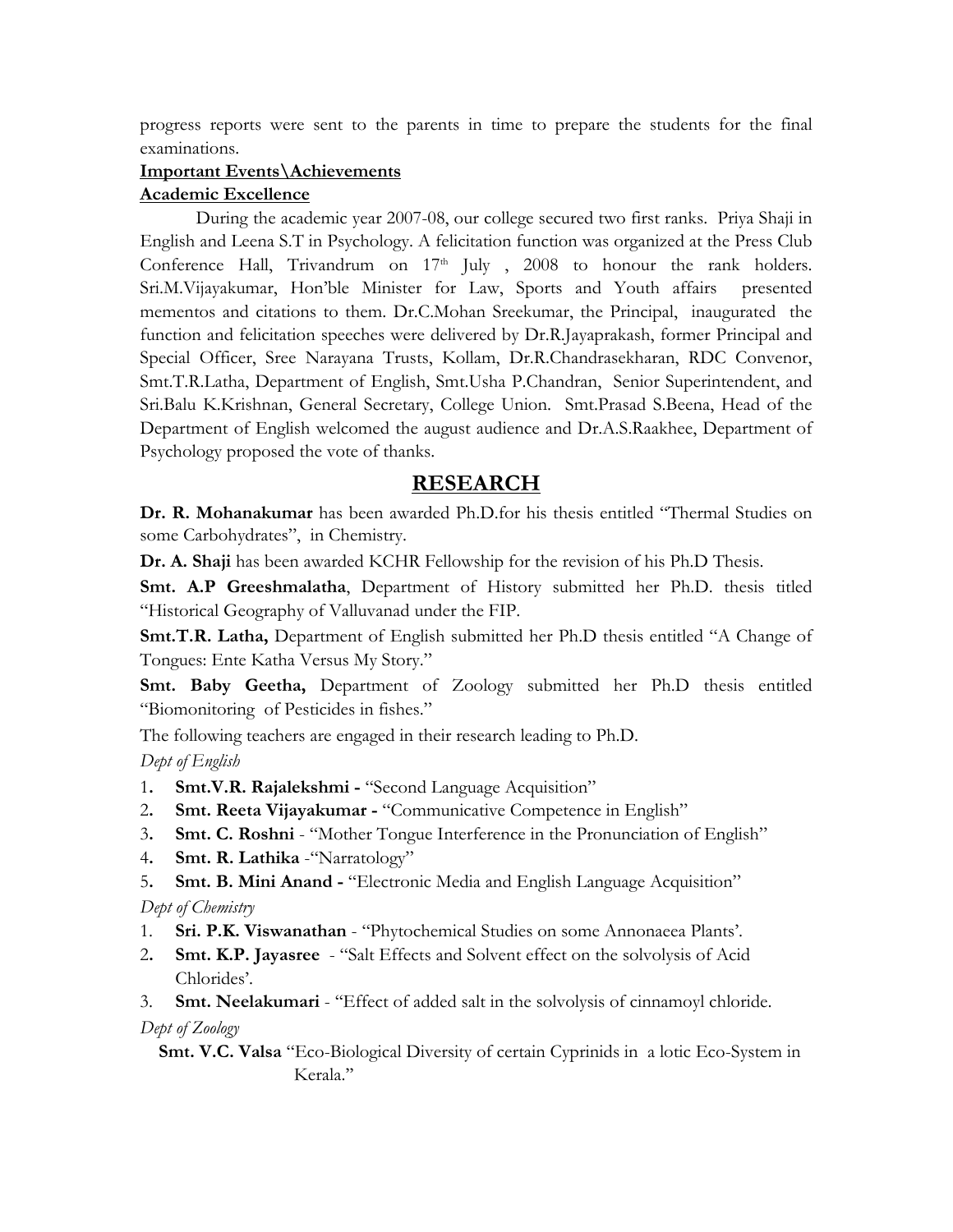progress reports were sent to the parents in time to prepare the students for the final examinations.

**Important Events\Achievements**

**Academic Excellence**

During the academic year 2007-08, our college secured two first ranks. Priya Shaji in English and Leena S.T in Psychology. A felicitation function was organized at the Press Club Conference Hall, Trivandrum on 17th July , 2008 to honour the rank holders. Sri.M.Vijayakumar, Hon'ble Minister for Law, Sports and Youth affairs presented mementos and citations to them. Dr.C.Mohan Sreekumar, the Principal, inaugurated the function and felicitation speeches were delivered by Dr.R.Jayaprakash, former Principal and Special Officer, Sree Narayana Trusts, Kollam, Dr.R.Chandrasekharan, RDC Convenor, Smt.T.R.Latha, Department of English, Smt.Usha P.Chandran, Senior Superintendent, and Sri.Balu K.Krishnan, General Secretary, College Union. Smt.Prasad S.Beena, Head of the Department of English welcomed the august audience and Dr.A.S.Raakhee, Department of Psychology proposed the vote of thanks.

# RESEARCH

**Dr. R. Mohanakumar** has been awarded Ph.D.for his thesis entitled "Thermal Studies on some Carbohydrates", in Chemistry.

**Dr. A. Shaji** has been awarded KCHR Fellowship for the revision of his Ph.D Thesis.

**Smt. A.P Greeshmalatha**, Department of History submitted her Ph.D. thesis titled "Historical Geography of Valluvanad under the FIP.

**Smt.T.R. Latha,** Department of English submitted her Ph.D thesis entitled "A Change of Tongues: Ente Katha Versus My Story."

**Smt. Baby Geetha,** Department of Zoology submitted her Ph.D thesis entitled "Biomonitoring of Pesticides in fishes."

The following teachers are engaged in their research leading to Ph.D.

*Dept of English*

1. **Smt.V.R. Rajalekshmi -** "Second Language Acquisition"
2. **Smt. Reeta Vijayakumar -** "Communicative Competence in English"
3. **Smt. C. Roshni** - "Mother Tongue Interference in the Pronunciation of English"
4. **Smt. R. Lathika** -"Narratology"
5. **Smt. B. Mini Anand -** "Electronic Media and English Language Acquisition"

*Dept of Chemistry*

1. **Sri. P.K. Viswanathan** - "Phytochemical Studies on some Annonaeea Plants'.
2. **Smt. K.P. Jayasree** - "Salt Effects and Solvent effect on the solvolysis of Acid Chlorides'.
3. **Smt. Neelakumari** - "Effect of added salt in the solvolysis of cinnamoyl chloride.

*Dept of Zoology*

**Smt. V.C. Valsa** "Eco-Biological Diversity of certain Cyprinids in a lotic Eco-System in Kerala."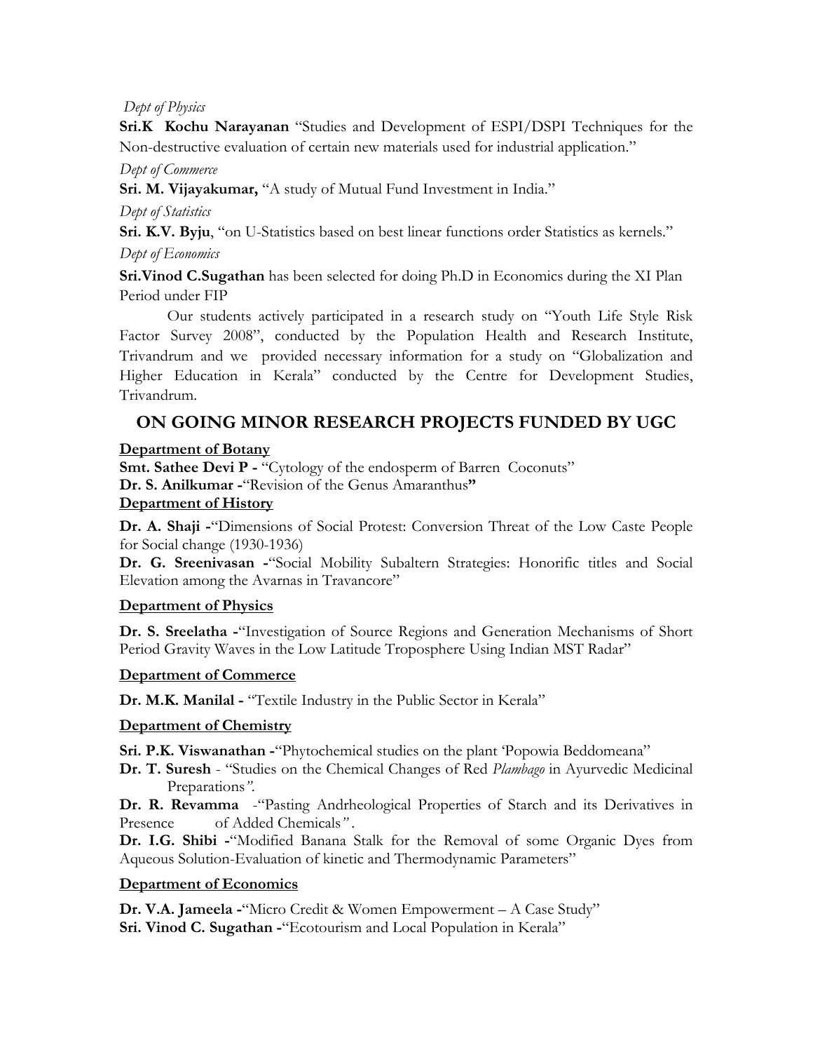*Dept of Physics*

**Sri.K Kochu Narayanan** "Studies and Development of ESPI/DSPI Techniques for the Non-destructive evaluation of certain new materials used for industrial application."

*Dept of Commerce*

**Sri. M. Vijayakumar,** "A study of Mutual Fund Investment in India."

*Dept of Statistics*

**Sri. K.V. Byju**, "on U-Statistics based on best linear functions order Statistics as kernels."

*Dept of Economics*

**Sri.Vinod C.Sugathan** has been selected for doing Ph.D in Economics during the XI Plan Period under FIP

Our students actively participated in a research study on "Youth Life Style Risk Factor Survey 2008", conducted by the Population Health and Research Institute, Trivandrum and we provided necessary information for a study on "Globalization and Higher Education in Kerala" conducted by the Centre for Development Studies, Trivandrum.

## ON GOING MINOR RESEARCH PROJECTS FUNDED BY UGC

**Department of Botany**

**Smt. Sathee Devi P -** "Cytology of the endosperm of Barren Coconuts"
**Dr. S. Anilkumar -**"Revision of the Genus Amaranthus**"**

**Department of History**

**Dr. A. Shaji -**"Dimensions of Social Protest: Conversion Threat of the Low Caste People for Social change (1930-1936)

**Dr. G. Sreenivasan -**"Social Mobility Subaltern Strategies: Honorific titles and Social Elevation among the Avarnas in Travancore"

**Department of Physics**

**Dr. S. Sreelatha -**"Investigation of Source Regions and Generation Mechanisms of Short Period Gravity Waves in the Low Latitude Troposphere Using Indian MST Radar"

**Department of Commerce**

**Dr. M.K. Manilal -** "Textile Industry in the Public Sector in Kerala"

**Department of Chemistry**

**Sri. P.K. Viswanathan -**"Phytochemical studies on the plant 'Popowia Beddomeana"

**Dr. T. Suresh** - "Studies on the Chemical Changes of Red *Plambago* in Ayurvedic Medicinal Preparations".

**Dr. R. Revamma** -"Pasting Andrheological Properties of Starch and its Derivatives in Presence of Added Chemicals".

**Dr. I.G. Shibi -**"Modified Banana Stalk for the Removal of some Organic Dyes from Aqueous Solution-Evaluation of kinetic and Thermodynamic Parameters"

**Department of Economics**

**Dr. V.A. Jameela -**"Micro Credit & Women Empowerment – A Case Study"
**Sri. Vinod C. Sugathan -**"Ecotourism and Local Population in Kerala"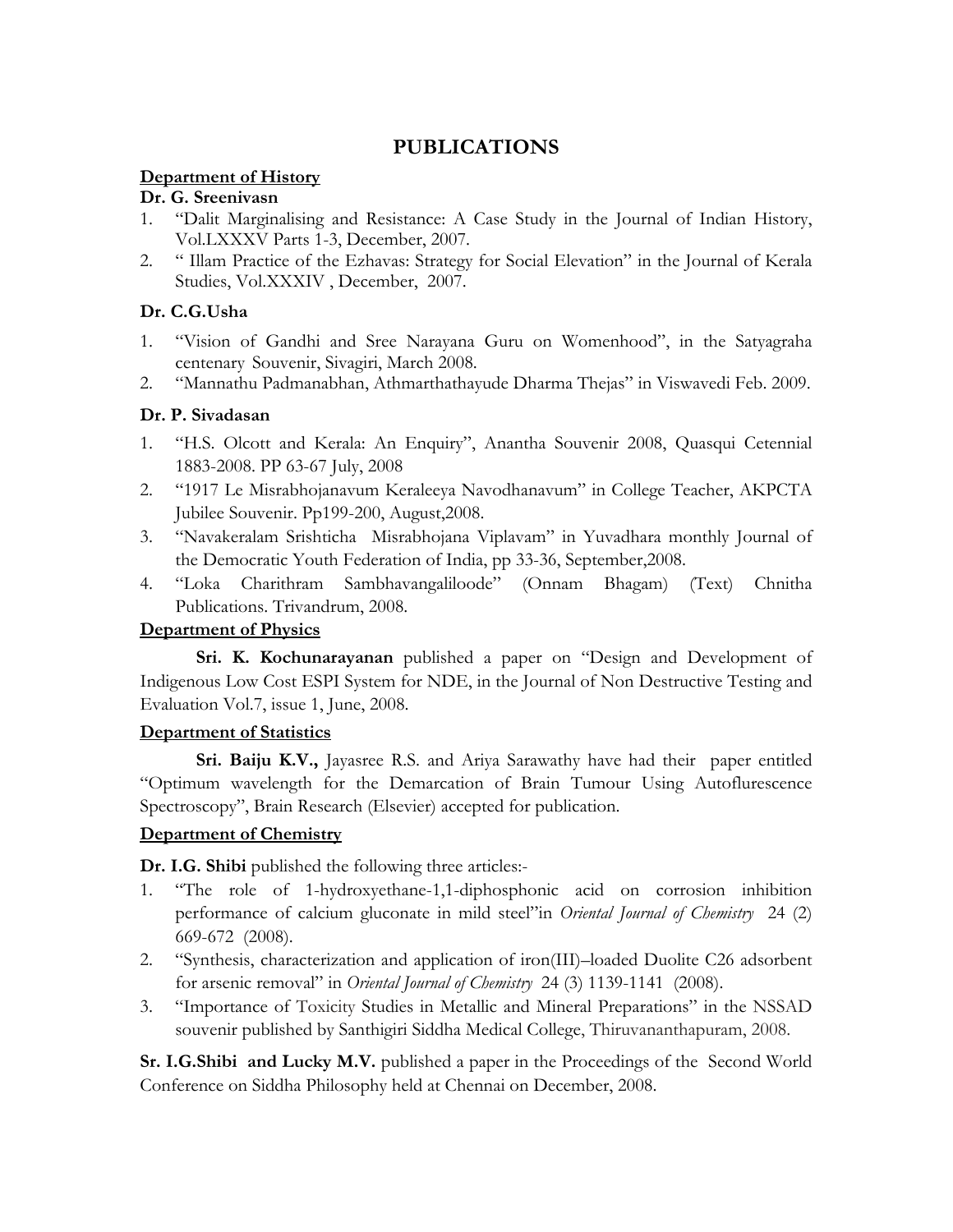# PUBLICATIONS

**Department of History**

**Dr. G. Sreenivasn**

1. "Dalit Marginalising and Resistance: A Case Study in the Journal of Indian History, Vol.LXXXV Parts 1-3, December, 2007.
2. " Illam Practice of the Ezhavas: Strategy for Social Elevation" in the Journal of Kerala Studies, Vol.XXXIV , December, 2007.

**Dr. C.G.Usha**

1. "Vision of Gandhi and Sree Narayana Guru on Womenhood", in the Satyagraha centenary Souvenir, Sivagiri, March 2008.
2. "Mannathu Padmanabhan, Athmarthathayude Dharma Thejas" in Viswavedi Feb. 2009.

**Dr. P. Sivadasan**

1. "H.S. Olcott and Kerala: An Enquiry", Anantha Souvenir 2008, Quasqui Cetennial 1883-2008. PP 63-67 July, 2008
2. "1917 Le Misrabhojanavum Keraleeya Navodhanavum" in College Teacher, AKPCTA Jubilee Souvenir. Pp199-200, August,2008.
3. "Navakeralam Srishticha Misrabhojana Viplavam" in Yuvadhara monthly Journal of the Democratic Youth Federation of India, pp 33-36, September,2008.
4. "Loka Charithram Sambhavangaliloode" (Onnam Bhagam) (Text) Chnitha Publications. Trivandrum, 2008.

**Department of Physics**

**Sri. K. Kochunarayanan** published a paper on "Design and Development of Indigenous Low Cost ESPI System for NDE, in the Journal of Non Destructive Testing and Evaluation Vol.7, issue 1, June, 2008.

**Department of Statistics**

**Sri. Baiju K.V.,** Jayasree R.S. and Ariya Sarawathy have had their paper entitled "Optimum wavelength for the Demarcation of Brain Tumour Using Autoflurescence Spectroscopy", Brain Research (Elsevier) accepted for publication.

**Department of Chemistry**

**Dr. I.G. Shibi** published the following three articles:-

1. "The role of 1-hydroxyethane-1,1-diphosphonic acid on corrosion inhibition performance of calcium gluconate in mild steel"in *Oriental Journal of Chemistry* 24 (2) 669-672 (2008).
2. "Synthesis, characterization and application of iron(III)–loaded Duolite C26 adsorbent for arsenic removal" in *Oriental Journal of Chemistry* 24 (3) 1139-1141 (2008).
3. "Importance of Toxicity Studies in Metallic and Mineral Preparations" in the NSSAD souvenir published by Santhigiri Siddha Medical College, Thiruvananthapuram, 2008.

**Sr. I.G.Shibi and Lucky M.V.** published a paper in the Proceedings of the Second World Conference on Siddha Philosophy held at Chennai on December, 2008.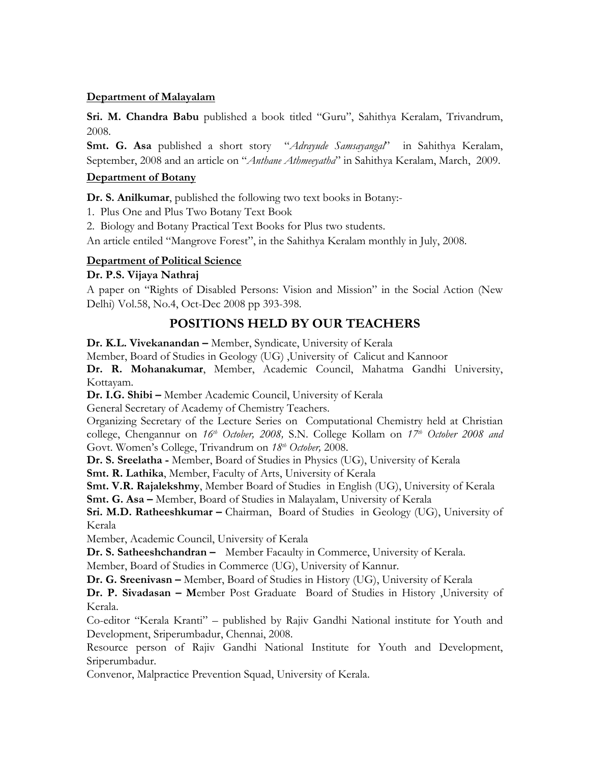**Department of Malayalam**

**Sri. M. Chandra Babu** published a book titled "Guru", Sahithya Keralam, Trivandrum, 2008.

**Smt. G. Asa** published a short story "*Adrayude Samsayangal*" in Sahithya Keralam, September, 2008 and an article on "*Anthane Athmeeyatha*" in Sahithya Keralam, March, 2009.

**Department of Botany**

**Dr. S. Anilkumar**, published the following two text books in Botany:-

1. Plus One and Plus Two Botany Text Book
2. Biology and Botany Practical Text Books for Plus two students.

An article entiled "Mangrove Forest", in the Sahithya Keralam monthly in July, 2008.

**Department of Political Science**

**Dr. P.S. Vijaya Nathraj**

A paper on "Rights of Disabled Persons: Vision and Mission" in the Social Action (New Delhi) Vol.58, No.4, Oct-Dec 2008 pp 393-398.

## POSITIONS HELD BY OUR TEACHERS

**Dr. K.L. Vivekanandan –** Member, Syndicate, University of Kerala

Member, Board of Studies in Geology (UG) ,University of Calicut and Kannoor

**Dr. R. Mohanakumar**, Member, Academic Council, Mahatma Gandhi University, Kottayam.

**Dr. I.G. Shibi –** Member Academic Council, University of Kerala

General Secretary of Academy of Chemistry Teachers.

Organizing Secretary of the Lecture Series on Computational Chemistry held at Christian college, Chengannur on *16th October, 2008,* S.N. College Kollam on *17th October 2008 and* Govt. Women's College, Trivandrum on *18th October,* 2008.

**Dr. S. Sreelatha -** Member, Board of Studies in Physics (UG), University of Kerala

**Smt. R. Lathika**, Member, Faculty of Arts, University of Kerala

**Smt. V.R. Rajalekshmy**, Member Board of Studies in English (UG), University of Kerala

**Smt. G. Asa –** Member, Board of Studies in Malayalam, University of Kerala

**Sri. M.D. Ratheeshkumar –** Chairman, Board of Studies in Geology (UG), University of Kerala

Member, Academic Council, University of Kerala

**Dr. S. Satheeshchandran –** Member Facaulty in Commerce, University of Kerala.

Member, Board of Studies in Commerce (UG), University of Kannur.

**Dr. G. Sreenivasn –** Member, Board of Studies in History (UG), University of Kerala

**Dr. P. Sivadasan – M**ember Post Graduate Board of Studies in History ,University of Kerala.

Co-editor "Kerala Kranti" – published by Rajiv Gandhi National institute for Youth and Development, Sriperumbadur, Chennai, 2008.

Resource person of Rajiv Gandhi National Institute for Youth and Development, Sriperumbadur.

Convenor, Malpractice Prevention Squad, University of Kerala.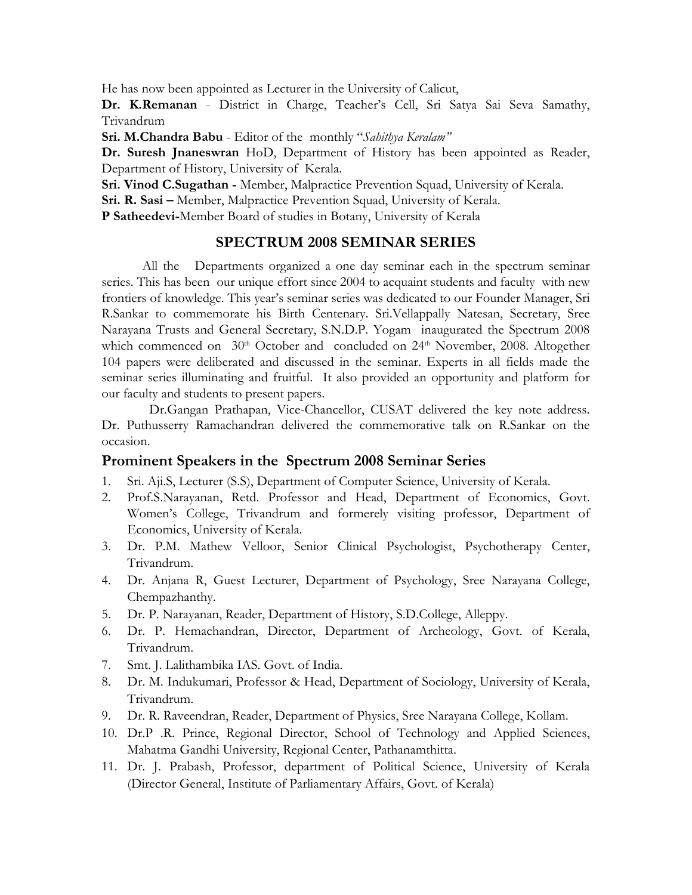He has now been appointed as Lecturer in the University of Calicut,

**Dr. K.Remanan** - District in Charge, Teacher's Cell, Sri Satya Sai Seva Samathy, Trivandrum

**Sri. M.Chandra Babu** - Editor of the monthly "*Sahithya Keralam"*

**Dr. Suresh Jnaneswran** HoD, Department of History has been appointed as Reader, Department of History, University of Kerala.

**Sri. Vinod C.Sugathan -** Member, Malpractice Prevention Squad, University of Kerala.

**Sri. R. Sasi –** Member, Malpractice Prevention Squad, University of Kerala.

**P Satheedevi-**Member Board of studies in Botany, University of Kerala

## SPECTRUM 2008 SEMINAR SERIES

All the Departments organized a one day seminar each in the spectrum seminar series. This has been our unique effort since 2004 to acquaint students and faculty with new frontiers of knowledge. This year's seminar series was dedicated to our Founder Manager, Sri R.Sankar to commemorate his Birth Centenary. Sri.Vellappally Natesan, Secretary, Sree Narayana Trusts and General Secretary, S.N.D.P. Yogam inaugurated the Spectrum 2008 which commenced on 30th October and concluded on 24th November, 2008. Altogether 104 papers were deliberated and discussed in the seminar. Experts in all fields made the seminar series illuminating and fruitful. It also provided an opportunity and platform for our faculty and students to present papers.

Dr.Gangan Prathapan, Vice-Chancellor, CUSAT delivered the key note address. Dr. Puthusserry Ramachandran delivered the commemorative talk on R.Sankar on the occasion.

## Prominent Speakers in the Spectrum 2008 Seminar Series

1. Sri. Aji.S, Lecturer (S.S), Department of Computer Science, University of Kerala.
2. Prof.S.Narayanan, Retd. Professor and Head, Department of Economics, Govt. Women's College, Trivandrum and formerely visiting professor, Department of Economics, University of Kerala.
3. Dr. P.M. Mathew Velloor, Senior Clinical Psychologist, Psychotherapy Center, Trivandrum.
4. Dr. Anjana R, Guest Lecturer, Department of Psychology, Sree Narayana College, Chempazhanthy.
5. Dr. P. Narayanan, Reader, Department of History, S.D.College, Alleppy.
6. Dr. P. Hemachandran, Director, Department of Archeology, Govt. of Kerala, Trivandrum.
7. Smt. J. Lalithambika IAS. Govt. of India.
8. Dr. M. Indukumari, Professor & Head, Department of Sociology, University of Kerala, Trivandrum.
9. Dr. R. Raveendran, Reader, Department of Physics, Sree Narayana College, Kollam.
10. Dr.P .R. Prince, Regional Director, School of Technology and Applied Sciences, Mahatma Gandhi University, Regional Center, Pathanamthitta.
11. Dr. J. Prabash, Professor, department of Political Science, University of Kerala (Director General, Institute of Parliamentary Affairs, Govt. of Kerala)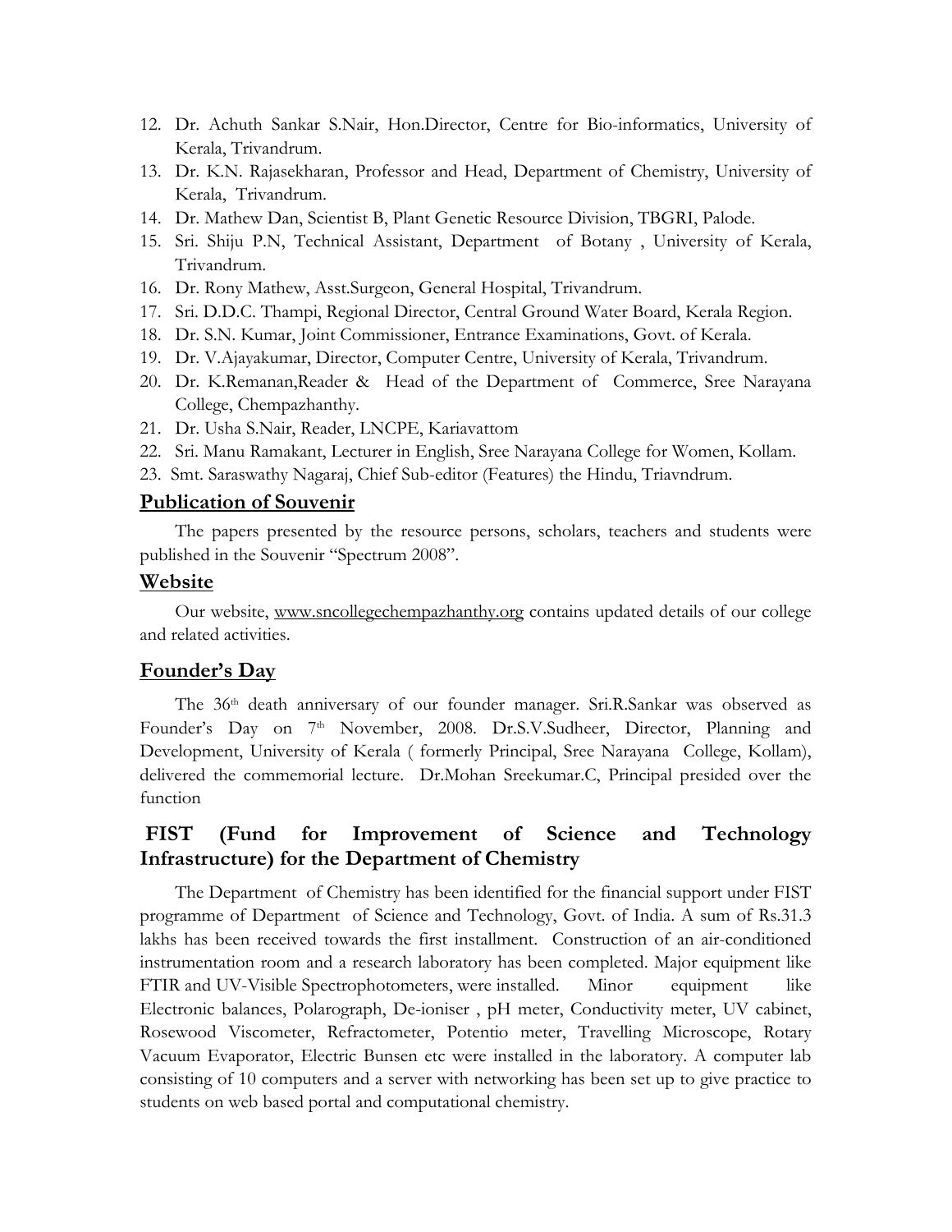12. Dr. Achuth Sankar S.Nair, Hon.Director, Centre for Bio-informatics, University of Kerala, Trivandrum.
13. Dr. K.N. Rajasekharan, Professor and Head, Department of Chemistry, University of Kerala, Trivandrum.
14. Dr. Mathew Dan, Scientist B, Plant Genetic Resource Division, TBGRI, Palode.
15. Sri. Shiju P.N, Technical Assistant, Department of Botany , University of Kerala, Trivandrum.
16. Dr. Rony Mathew, Asst.Surgeon, General Hospital, Trivandrum.
17. Sri. D.D.C. Thampi, Regional Director, Central Ground Water Board, Kerala Region.
18. Dr. S.N. Kumar, Joint Commissioner, Entrance Examinations, Govt. of Kerala.
19. Dr. V.Ajayakumar, Director, Computer Centre, University of Kerala, Trivandrum.
20. Dr. K.Remanan,Reader & Head of the Department of Commerce, Sree Narayana College, Chempazhanthy.
21. Dr. Usha S.Nair, Reader, LNCPE, Kariavattom
22. Sri. Manu Ramakant, Lecturer in English, Sree Narayana College for Women, Kollam.
23. Smt. Saraswathy Nagaraj, Chief Sub-editor (Features) the Hindu, Triavndrum.

## Publication of Souvenir

The papers presented by the resource persons, scholars, teachers and students were published in the Souvenir "Spectrum 2008".

## Website

Our website, www.sncollegechempazhanthy.org contains updated details of our college and related activities.

## Founder's Day

The 36th death anniversary of our founder manager. Sri.R.Sankar was observed as Founder's Day on 7th November, 2008. Dr.S.V.Sudheer, Director, Planning and Development, University of Kerala ( formerly Principal, Sree Narayana College, Kollam), delivered the commemorial lecture. Dr.Mohan Sreekumar.C, Principal presided over the function

## FIST (Fund for Improvement of Science and Technology Infrastructure) for the Department of Chemistry

The Department of Chemistry has been identified for the financial support under FIST programme of Department of Science and Technology, Govt. of India. A sum of Rs.31.3 lakhs has been received towards the first installment. Construction of an air-conditioned instrumentation room and a research laboratory has been completed. Major equipment like FTIR and UV-Visible Spectrophotometers, were installed. Minor equipment like Electronic balances, Polarograph, De-ioniser , pH meter, Conductivity meter, UV cabinet, Rosewood Viscometer, Refractometer, Potentio meter, Travelling Microscope, Rotary Vacuum Evaporator, Electric Bunsen etc were installed in the laboratory. A computer lab consisting of 10 computers and a server with networking has been set up to give practice to students on web based portal and computational chemistry.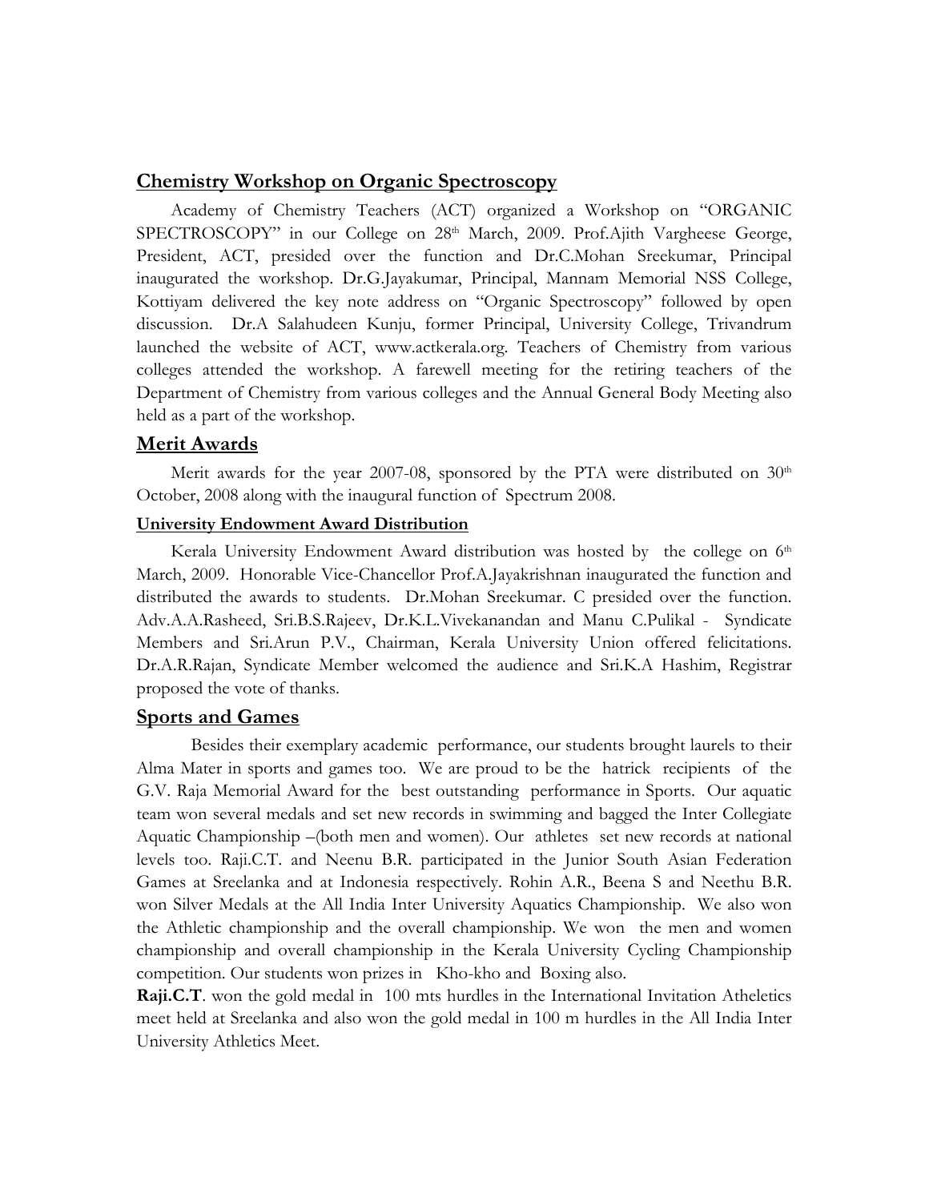## Chemistry Workshop on Organic Spectroscopy

Academy of Chemistry Teachers (ACT) organized a Workshop on "ORGANIC SPECTROSCOPY" in our College on 28th March, 2009. Prof.Ajith Vargheese George, President, ACT, presided over the function and Dr.C.Mohan Sreekumar, Principal inaugurated the workshop. Dr.G.Jayakumar, Principal, Mannam Memorial NSS College, Kottiyam delivered the key note address on "Organic Spectroscopy" followed by open discussion. Dr.A Salahudeen Kunju, former Principal, University College, Trivandrum launched the website of ACT, www.actkerala.org. Teachers of Chemistry from various colleges attended the workshop. A farewell meeting for the retiring teachers of the Department of Chemistry from various colleges and the Annual General Body Meeting also held as a part of the workshop.

## Merit Awards

Merit awards for the year 2007-08, sponsored by the PTA were distributed on 30th October, 2008 along with the inaugural function of Spectrum 2008.

### University Endowment Award Distribution

Kerala University Endowment Award distribution was hosted by the college on 6th March, 2009. Honorable Vice-Chancellor Prof.A.Jayakrishnan inaugurated the function and distributed the awards to students. Dr.Mohan Sreekumar. C presided over the function. Adv.A.A.Rasheed, Sri.B.S.Rajeev, Dr.K.L.Vivekanandan and Manu C.Pulikal - Syndicate Members and Sri.Arun P.V., Chairman, Kerala University Union offered felicitations. Dr.A.R.Rajan, Syndicate Member welcomed the audience and Sri.K.A Hashim, Registrar proposed the vote of thanks.

## Sports and Games

Besides their exemplary academic performance, our students brought laurels to their Alma Mater in sports and games too. We are proud to be the hatrick recipients of the G.V. Raja Memorial Award for the best outstanding performance in Sports. Our aquatic team won several medals and set new records in swimming and bagged the Inter Collegiate Aquatic Championship –(both men and women). Our athletes set new records at national levels too. Raji.C.T. and Neenu B.R. participated in the Junior South Asian Federation Games at Sreelanka and at Indonesia respectively. Rohin A.R., Beena S and Neethu B.R. won Silver Medals at the All India Inter University Aquatics Championship. We also won the Athletic championship and the overall championship. We won the men and women championship and overall championship in the Kerala University Cycling Championship competition. Our students won prizes in Kho-kho and Boxing also.

**Raji.C.T**. won the gold medal in 100 mts hurdles in the International Invitation Atheletics meet held at Sreelanka and also won the gold medal in 100 m hurdles in the All India Inter University Athletics Meet.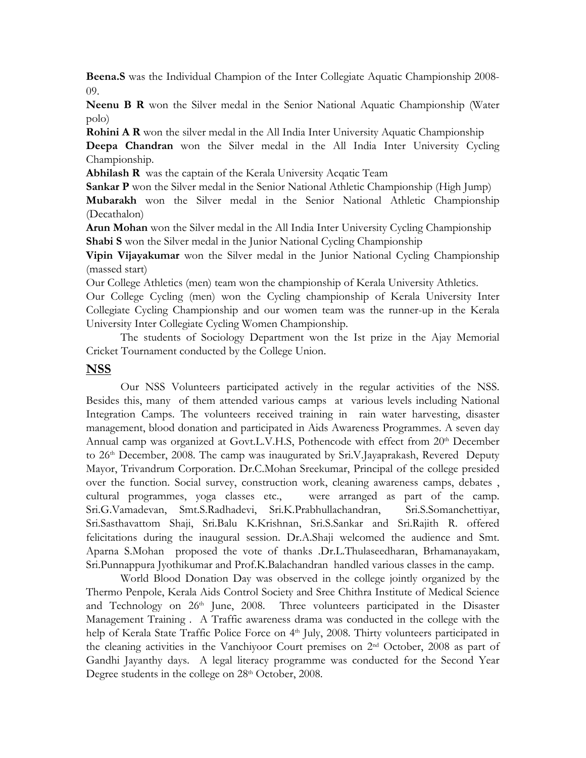**Beena.S** was the Individual Champion of the Inter Collegiate Aquatic Championship 2008-09.

**Neenu B R** won the Silver medal in the Senior National Aquatic Championship (Water polo)

**Rohini A R** won the silver medal in the All India Inter University Aquatic Championship

**Deepa Chandran** won the Silver medal in the All India Inter University Cycling Championship.

**Abhilash R** was the captain of the Kerala University Acqatic Team

**Sankar P** won the Silver medal in the Senior National Athletic Championship (High Jump)

**Mubarakh** won the Silver medal in the Senior National Athletic Championship (Decathalon)

**Arun Mohan** won the Silver medal in the All India Inter University Cycling Championship

**Shabi S** won the Silver medal in the Junior National Cycling Championship

**Vipin Vijayakumar** won the Silver medal in the Junior National Cycling Championship (massed start)

Our College Athletics (men) team won the championship of Kerala University Athletics.

Our College Cycling (men) won the Cycling championship of Kerala University Inter Collegiate Cycling Championship and our women team was the runner-up in the Kerala University Inter Collegiate Cycling Women Championship.

The students of Sociology Department won the Ist prize in the Ajay Memorial Cricket Tournament conducted by the College Union.

## NSS

Our NSS Volunteers participated actively in the regular activities of the NSS. Besides this, many of them attended various camps at various levels including National Integration Camps. The volunteers received training in rain water harvesting, disaster management, blood donation and participated in Aids Awareness Programmes. A seven day Annual camp was organized at Govt.L.V.H.S, Pothencode with effect from 20th December to 26th December, 2008. The camp was inaugurated by Sri.V.Jayaprakash, Revered Deputy Mayor, Trivandrum Corporation. Dr.C.Mohan Sreekumar, Principal of the college presided over the function. Social survey, construction work, cleaning awareness camps, debates , cultural programmes, yoga classes etc., were arranged as part of the camp. Sri.G.Vamadevan, Smt.S.Radhadevi, Sri.K.Prabhullachandran, Sri.S.Somanchettiyar, Sri.Sasthavattom Shaji, Sri.Balu K.Krishnan, Sri.S.Sankar and Sri.Rajith R. offered felicitations during the inaugural session. Dr.A.Shaji welcomed the audience and Smt. Aparna S.Mohan proposed the vote of thanks .Dr.L.Thulaseedharan, Brhamanayakam, Sri.Punnappura Jyothikumar and Prof.K.Balachandran handled various classes in the camp.

World Blood Donation Day was observed in the college jointly organized by the Thermo Penpole, Kerala Aids Control Society and Sree Chithra Institute of Medical Science and Technology on 26th June, 2008. Three volunteers participated in the Disaster Management Training . A Traffic awareness drama was conducted in the college with the help of Kerala State Traffic Police Force on 4th July, 2008. Thirty volunteers participated in the cleaning activities in the Vanchiyoor Court premises on 2nd October, 2008 as part of Gandhi Jayanthy days. A legal literacy programme was conducted for the Second Year Degree students in the college on 28th October, 2008.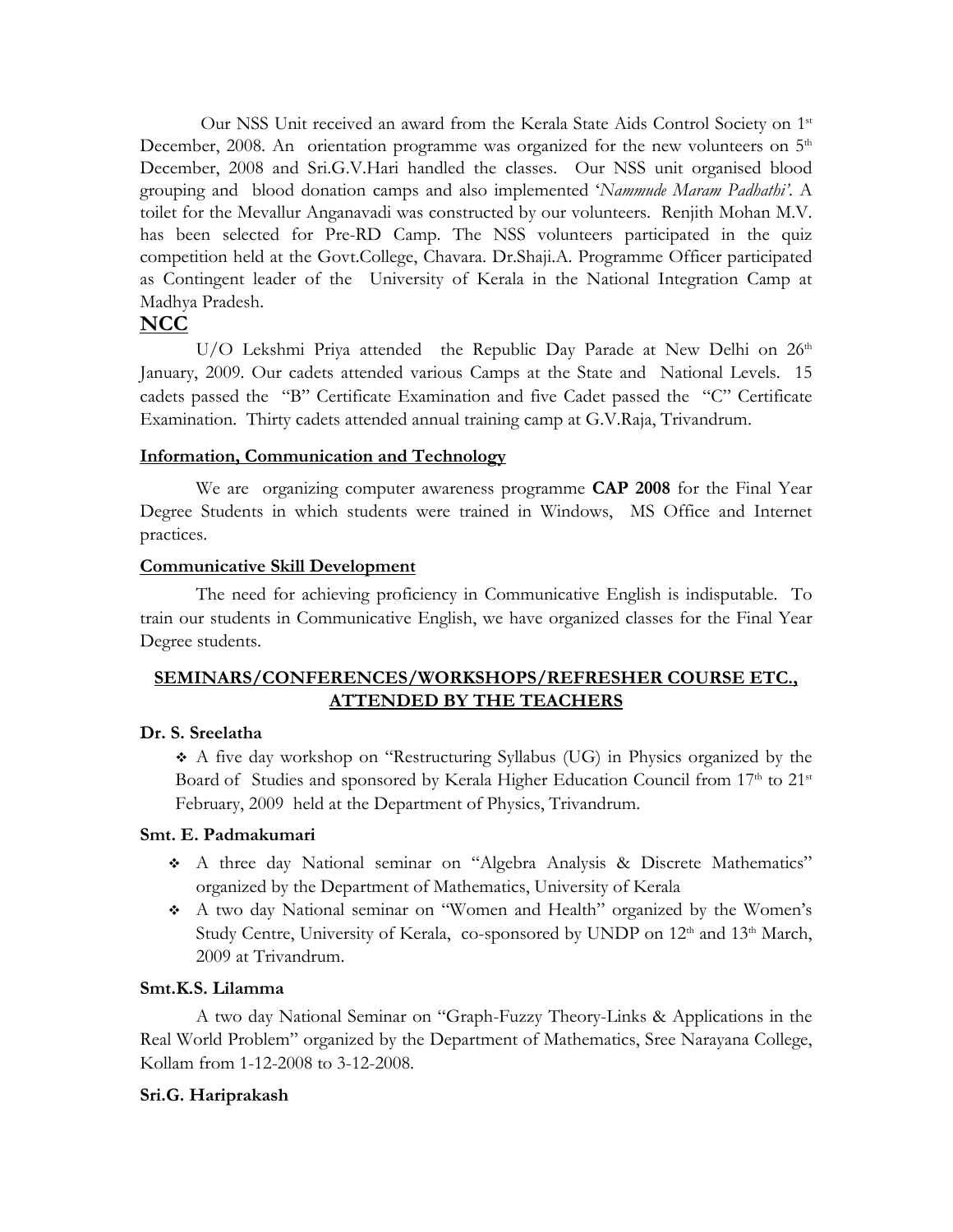Our NSS Unit received an award from the Kerala State Aids Control Society on 1st December, 2008. An orientation programme was organized for the new volunteers on 5th December, 2008 and Sri.G.V.Hari handled the classes. Our NSS unit organised blood grouping and blood donation camps and also implemented '*Nammude Maram Padhathi'*. A toilet for the Mevallur Anganavadi was constructed by our volunteers. Renjith Mohan M.V. has been selected for Pre-RD Camp. The NSS volunteers participated in the quiz competition held at the Govt.College, Chavara. Dr.Shaji.A. Programme Officer participated as Contingent leader of the University of Kerala in the National Integration Camp at Madhya Pradesh.

## NCC

U/O Lekshmi Priya attended the Republic Day Parade at New Delhi on 26th January, 2009. Our cadets attended various Camps at the State and National Levels. 15 cadets passed the "B" Certificate Examination and five Cadet passed the "C" Certificate Examination. Thirty cadets attended annual training camp at G.V.Raja, Trivandrum.

### Information, Communication and Technology

We are organizing computer awareness programme **CAP 2008** for the Final Year Degree Students in which students were trained in Windows, MS Office and Internet practices.

### Communicative Skill Development

The need for achieving proficiency in Communicative English is indisputable. To train our students in Communicative English, we have organized classes for the Final Year Degree students.

## SEMINARS/CONFERENCES/WORKSHOPS/REFRESHER COURSE ETC., ATTENDED BY THE TEACHERS

### Dr. S. Sreelatha

- A five day workshop on "Restructuring Syllabus (UG) in Physics organized by the Board of Studies and sponsored by Kerala Higher Education Council from 17th to 21st February, 2009 held at the Department of Physics, Trivandrum.

### Smt. E. Padmakumari

- A three day National seminar on "Algebra Analysis & Discrete Mathematics" organized by the Department of Mathematics, University of Kerala
- A two day National seminar on "Women and Health" organized by the Women's Study Centre, University of Kerala, co-sponsored by UNDP on 12th and 13th March, 2009 at Trivandrum.

### Smt.K.S. Lilamma

A two day National Seminar on "Graph-Fuzzy Theory-Links & Applications in the Real World Problem" organized by the Department of Mathematics, Sree Narayana College, Kollam from 1-12-2008 to 3-12-2008.

### Sri.G. Hariprakash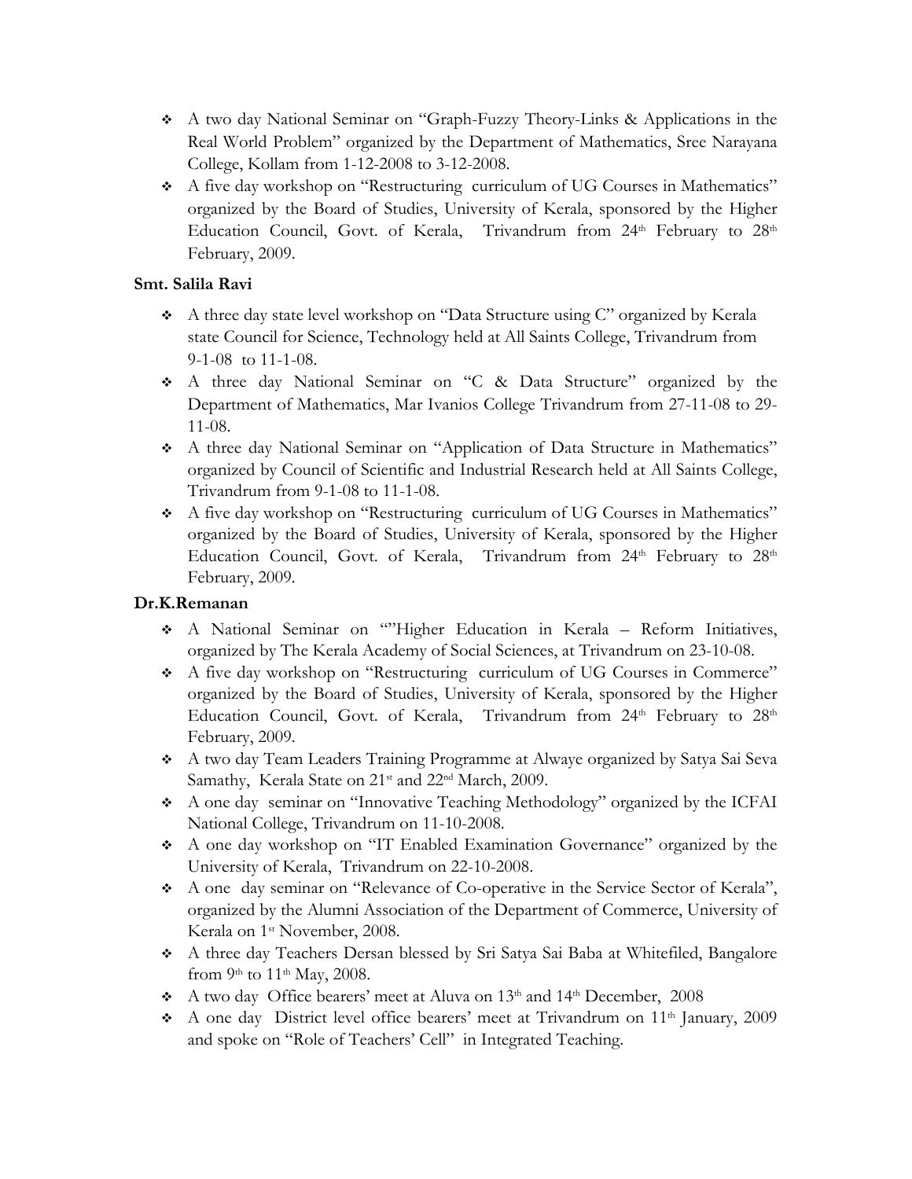- A two day National Seminar on "Graph-Fuzzy Theory-Links & Applications in the Real World Problem" organized by the Department of Mathematics, Sree Narayana College, Kollam from 1-12-2008 to 3-12-2008.
- A five day workshop on "Restructuring curriculum of UG Courses in Mathematics" organized by the Board of Studies, University of Kerala, sponsored by the Higher Education Council, Govt. of Kerala, Trivandrum from 24th February to 28th February, 2009.

**Smt. Salila Ravi**

- A three day state level workshop on "Data Structure using C" organized by Kerala state Council for Science, Technology held at All Saints College, Trivandrum from 9-1-08 to 11-1-08.
- A three day National Seminar on "C & Data Structure" organized by the Department of Mathematics, Mar Ivanios College Trivandrum from 27-11-08 to 29-11-08.
- A three day National Seminar on "Application of Data Structure in Mathematics" organized by Council of Scientific and Industrial Research held at All Saints College, Trivandrum from 9-1-08 to 11-1-08.
- A five day workshop on "Restructuring curriculum of UG Courses in Mathematics" organized by the Board of Studies, University of Kerala, sponsored by the Higher Education Council, Govt. of Kerala, Trivandrum from 24th February to 28th February, 2009.

**Dr.K.Remanan**

- A National Seminar on ""Higher Education in Kerala – Reform Initiatives, organized by The Kerala Academy of Social Sciences, at Trivandrum on 23-10-08.
- A five day workshop on "Restructuring curriculum of UG Courses in Commerce" organized by the Board of Studies, University of Kerala, sponsored by the Higher Education Council, Govt. of Kerala, Trivandrum from 24th February to 28th February, 2009.
- A two day Team Leaders Training Programme at Alwaye organized by Satya Sai Seva Samathy, Kerala State on 21st and 22nd March, 2009.
- A one day seminar on "Innovative Teaching Methodology" organized by the ICFAI National College, Trivandrum on 11-10-2008.
- A one day workshop on "IT Enabled Examination Governance" organized by the University of Kerala, Trivandrum on 22-10-2008.
- A one day seminar on "Relevance of Co-operative in the Service Sector of Kerala", organized by the Alumni Association of the Department of Commerce, University of Kerala on 1st November, 2008.
- A three day Teachers Dersan blessed by Sri Satya Sai Baba at Whitefiled, Bangalore from 9th to 11th May, 2008.
- A two day Office bearers' meet at Aluva on 13th and 14th December, 2008
- A one day District level office bearers' meet at Trivandrum on 11th January, 2009 and spoke on "Role of Teachers' Cell" in Integrated Teaching.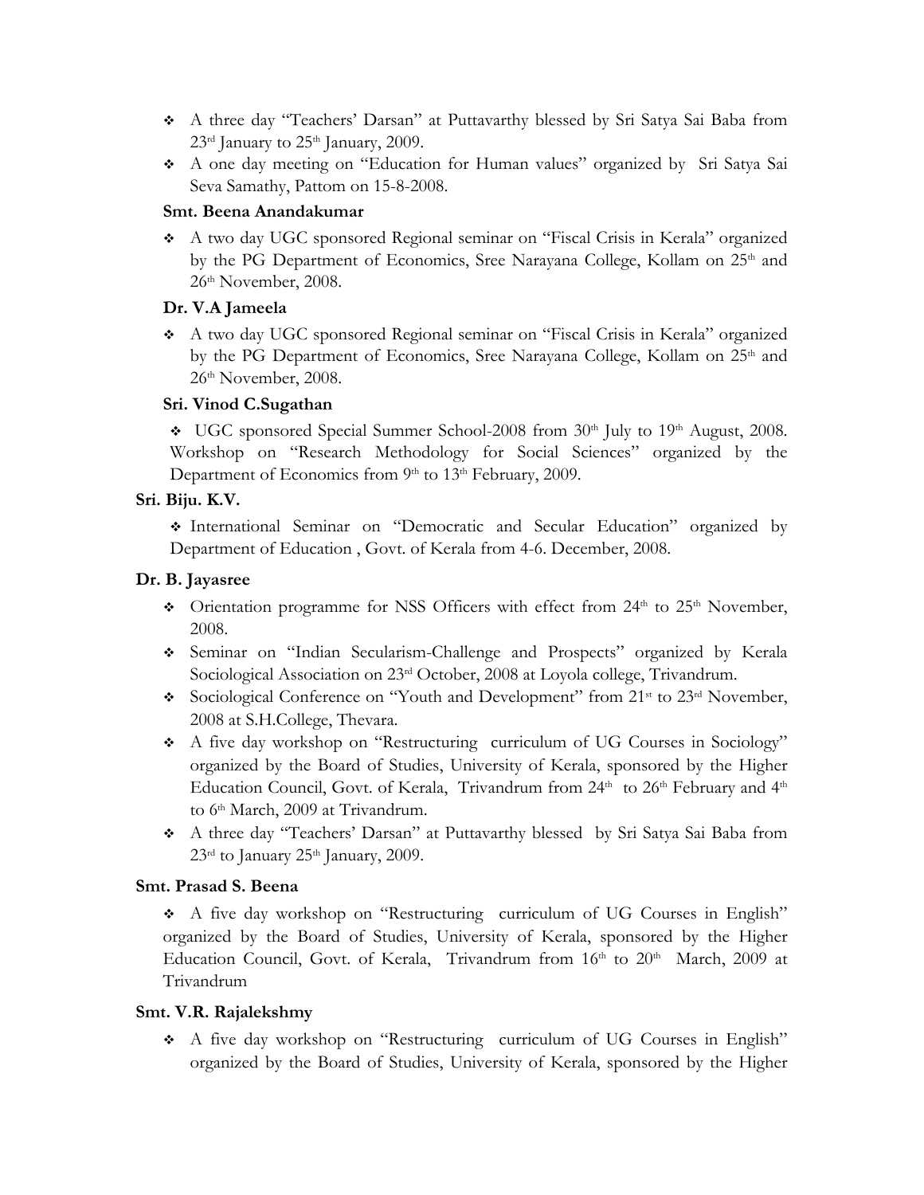- A three day "Teachers' Darsan" at Puttavarthy blessed by Sri Satya Sai Baba from 23rd January to 25th January, 2009.
- A one day meeting on "Education for Human values" organized by Sri Satya Sai Seva Samathy, Pattom on 15-8-2008.

**Smt. Beena Anandakumar**

- A two day UGC sponsored Regional seminar on "Fiscal Crisis in Kerala" organized by the PG Department of Economics, Sree Narayana College, Kollam on 25th and 26th November, 2008.

**Dr. V.A Jameela**

- A two day UGC sponsored Regional seminar on "Fiscal Crisis in Kerala" organized by the PG Department of Economics, Sree Narayana College, Kollam on 25th and 26th November, 2008.

**Sri. Vinod C.Sugathan**

- UGC sponsored Special Summer School-2008 from 30th July to 19th August, 2008. Workshop on "Research Methodology for Social Sciences" organized by the Department of Economics from 9th to 13th February, 2009.

**Sri. Biju. K.V.**

- International Seminar on "Democratic and Secular Education" organized by Department of Education , Govt. of Kerala from 4-6. December, 2008.

**Dr. B. Jayasree**

- Orientation programme for NSS Officers with effect from 24th to 25th November, 2008.
- Seminar on "Indian Secularism-Challenge and Prospects" organized by Kerala Sociological Association on 23rd October, 2008 at Loyola college, Trivandrum.
- Sociological Conference on "Youth and Development" from 21st to 23rd November, 2008 at S.H.College, Thevara.
- A five day workshop on "Restructuring curriculum of UG Courses in Sociology" organized by the Board of Studies, University of Kerala, sponsored by the Higher Education Council, Govt. of Kerala, Trivandrum from 24th to 26th February and 4th to 6th March, 2009 at Trivandrum.
- A three day "Teachers' Darsan" at Puttavarthy blessed by Sri Satya Sai Baba from 23rd to January 25th January, 2009.

**Smt. Prasad S. Beena**

- A five day workshop on "Restructuring curriculum of UG Courses in English" organized by the Board of Studies, University of Kerala, sponsored by the Higher Education Council, Govt. of Kerala, Trivandrum from 16th to 20th March, 2009 at Trivandrum

**Smt. V.R. Rajalekshmy**

- A five day workshop on "Restructuring curriculum of UG Courses in English" organized by the Board of Studies, University of Kerala, sponsored by the Higher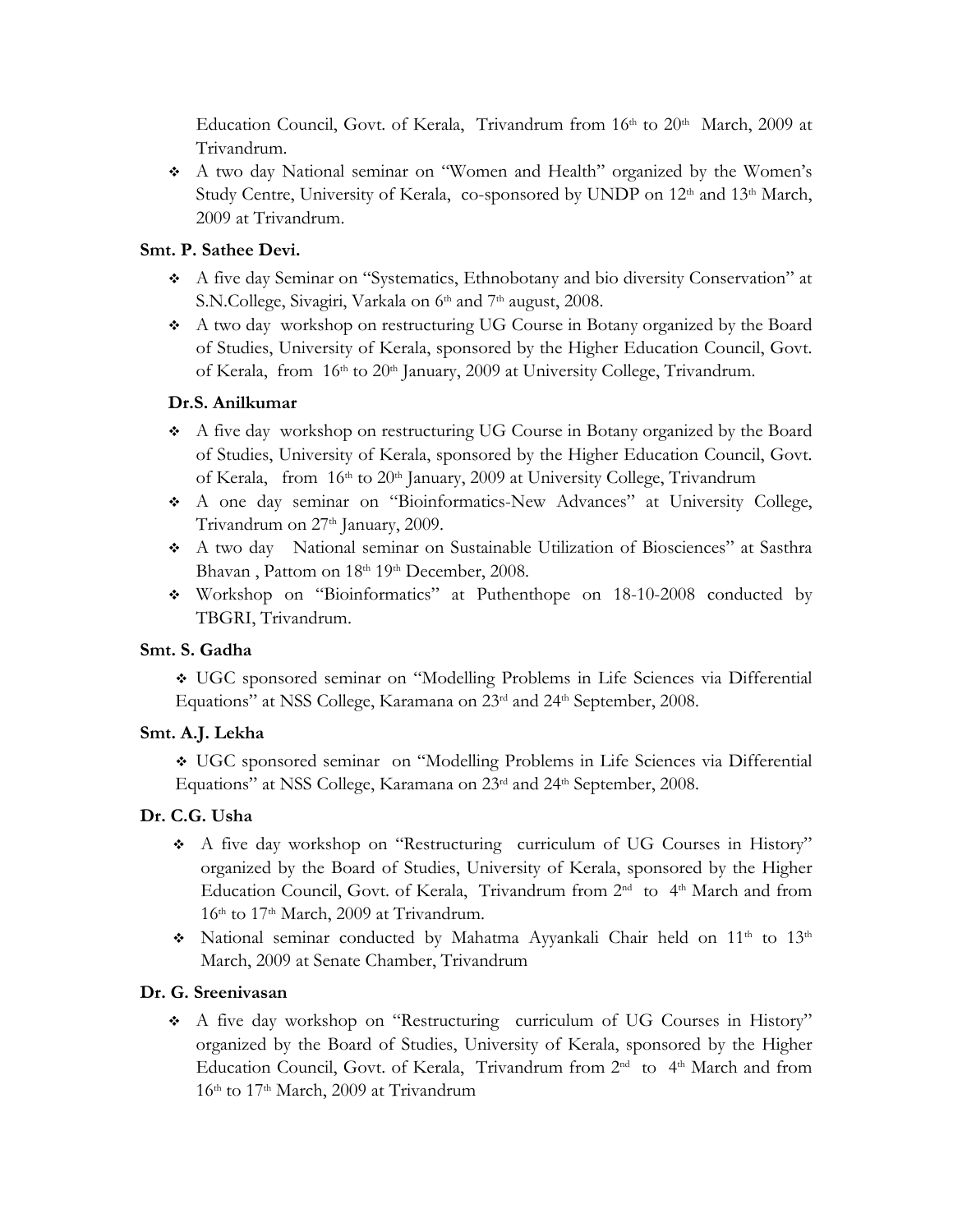Education Council, Govt. of Kerala, Trivandrum from 16th to 20th March, 2009 at Trivandrum.

- A two day National seminar on "Women and Health" organized by the Women's Study Centre, University of Kerala, co-sponsored by UNDP on 12th and 13th March, 2009 at Trivandrum.

**Smt. P. Sathee Devi.**

- A five day Seminar on "Systematics, Ethnobotany and bio diversity Conservation" at S.N.College, Sivagiri, Varkala on 6th and 7th august, 2008.
- A two day workshop on restructuring UG Course in Botany organized by the Board of Studies, University of Kerala, sponsored by the Higher Education Council, Govt. of Kerala, from 16th to 20th January, 2009 at University College, Trivandrum.

**Dr.S. Anilkumar**

- A five day workshop on restructuring UG Course in Botany organized by the Board of Studies, University of Kerala, sponsored by the Higher Education Council, Govt. of Kerala, from 16th to 20th January, 2009 at University College, Trivandrum
- A one day seminar on "Bioinformatics-New Advances" at University College, Trivandrum on 27th January, 2009.
- A two day National seminar on Sustainable Utilization of Biosciences" at Sasthra Bhavan , Pattom on 18th 19th December, 2008.
- Workshop on "Bioinformatics" at Puthenthope on 18-10-2008 conducted by TBGRI, Trivandrum.

**Smt. S. Gadha**

- UGC sponsored seminar on "Modelling Problems in Life Sciences via Differential Equations" at NSS College, Karamana on 23rd and 24th September, 2008.

**Smt. A.J. Lekha**

- UGC sponsored seminar on "Modelling Problems in Life Sciences via Differential Equations" at NSS College, Karamana on 23rd and 24th September, 2008.

**Dr. C.G. Usha**

- A five day workshop on "Restructuring curriculum of UG Courses in History" organized by the Board of Studies, University of Kerala, sponsored by the Higher Education Council, Govt. of Kerala, Trivandrum from 2nd to 4th March and from 16th to 17th March, 2009 at Trivandrum.
- National seminar conducted by Mahatma Ayyankali Chair held on 11th to 13th March, 2009 at Senate Chamber, Trivandrum

**Dr. G. Sreenivasan**

- A five day workshop on "Restructuring curriculum of UG Courses in History" organized by the Board of Studies, University of Kerala, sponsored by the Higher Education Council, Govt. of Kerala, Trivandrum from 2nd to 4th March and from 16th to 17th March, 2009 at Trivandrum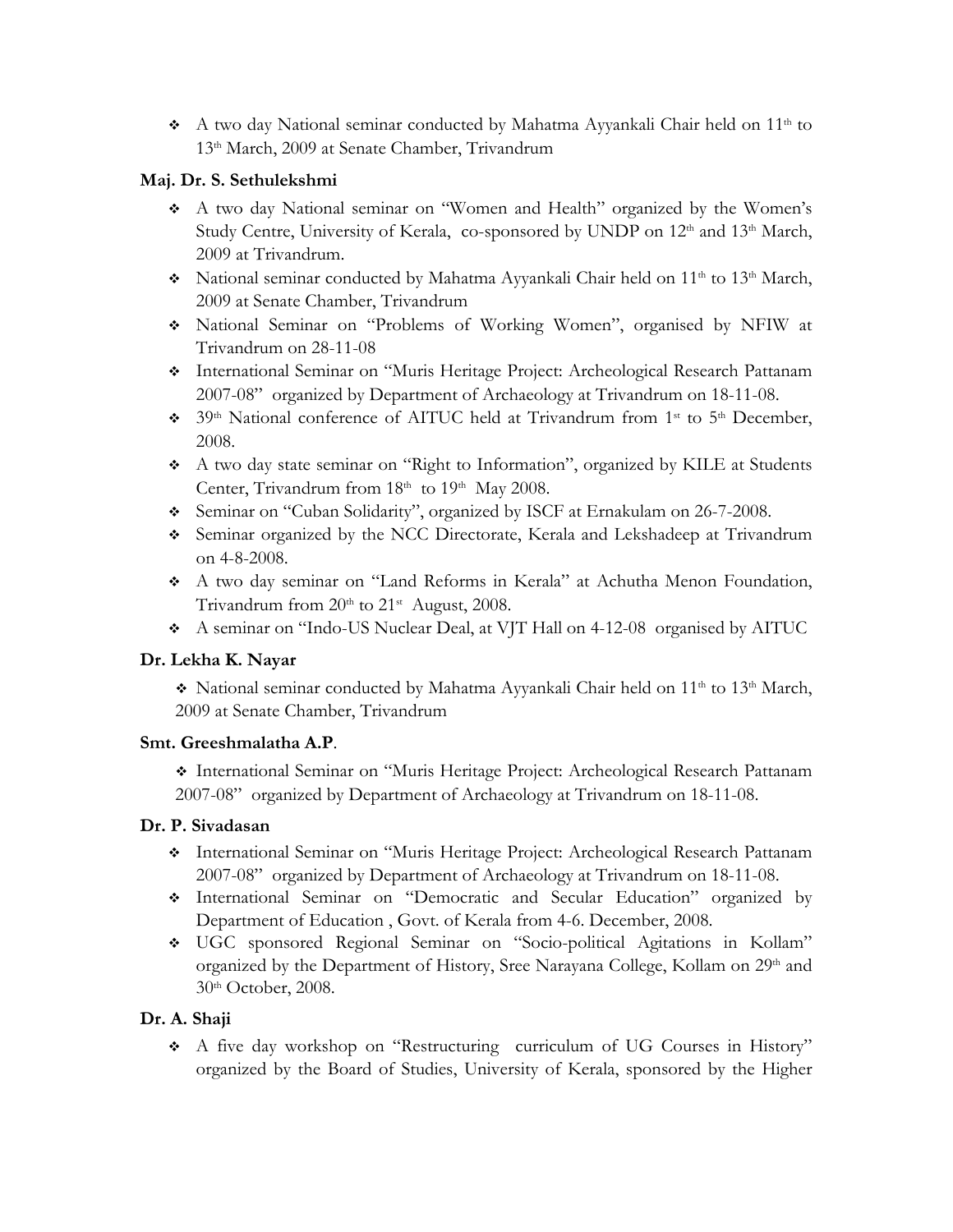- A two day National seminar conducted by Mahatma Ayyankali Chair held on 11th to 13th March, 2009 at Senate Chamber, Trivandrum

**Maj. Dr. S. Sethulekshmi**

- A two day National seminar on "Women and Health" organized by the Women's Study Centre, University of Kerala, co-sponsored by UNDP on 12th and 13th March, 2009 at Trivandrum.
- National seminar conducted by Mahatma Ayyankali Chair held on 11th to 13th March, 2009 at Senate Chamber, Trivandrum
- National Seminar on "Problems of Working Women", organised by NFIW at Trivandrum on 28-11-08
- International Seminar on "Muris Heritage Project: Archeological Research Pattanam 2007-08" organized by Department of Archaeology at Trivandrum on 18-11-08.
- 39th National conference of AITUC held at Trivandrum from 1st to 5th December, 2008.
- A two day state seminar on "Right to Information", organized by KILE at Students Center, Trivandrum from 18th to 19th May 2008.
- Seminar on "Cuban Solidarity", organized by ISCF at Ernakulam on 26-7-2008.
- Seminar organized by the NCC Directorate, Kerala and Lekshadeep at Trivandrum on 4-8-2008.
- A two day seminar on "Land Reforms in Kerala" at Achutha Menon Foundation, Trivandrum from 20th to 21st August, 2008.
- A seminar on "Indo-US Nuclear Deal, at VJT Hall on 4-12-08 organised by AITUC

**Dr. Lekha K. Nayar**

- National seminar conducted by Mahatma Ayyankali Chair held on 11th to 13th March, 2009 at Senate Chamber, Trivandrum

**Smt. Greeshmalatha A.P**.

- International Seminar on "Muris Heritage Project: Archeological Research Pattanam 2007-08" organized by Department of Archaeology at Trivandrum on 18-11-08.

**Dr. P. Sivadasan**

- International Seminar on "Muris Heritage Project: Archeological Research Pattanam 2007-08" organized by Department of Archaeology at Trivandrum on 18-11-08.
- International Seminar on "Democratic and Secular Education" organized by Department of Education , Govt. of Kerala from 4-6. December, 2008.
- UGC sponsored Regional Seminar on "Socio-political Agitations in Kollam" organized by the Department of History, Sree Narayana College, Kollam on 29th and 30th October, 2008.

**Dr. A. Shaji**

- A five day workshop on "Restructuring curriculum of UG Courses in History" organized by the Board of Studies, University of Kerala, sponsored by the Higher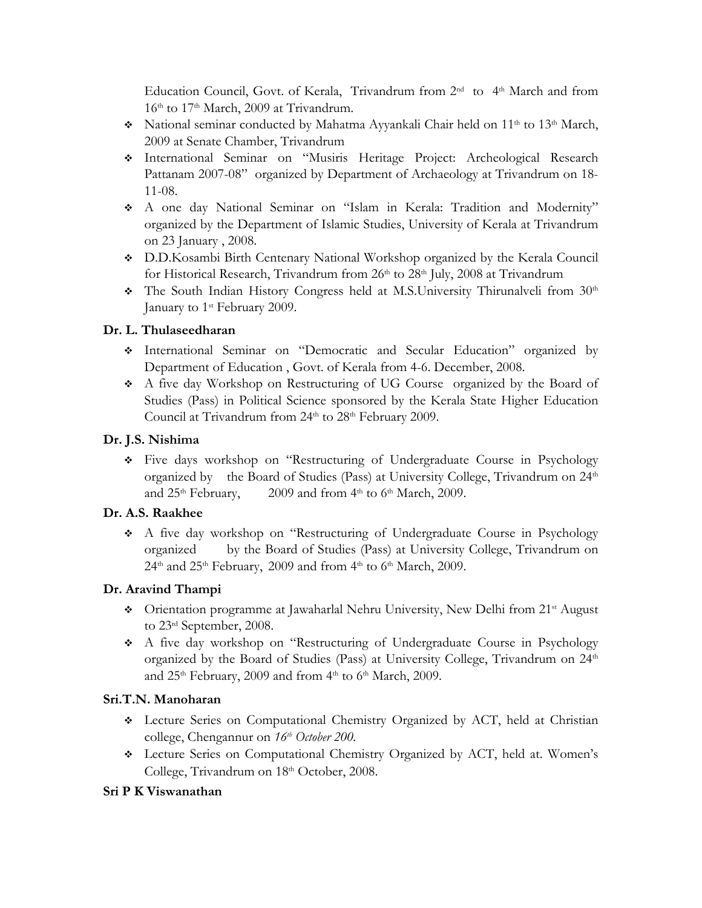Education Council, Govt. of Kerala, Trivandrum from 2nd to 4th March and from 16th to 17th March, 2009 at Trivandrum.

- National seminar conducted by Mahatma Ayyankali Chair held on 11th to 13th March, 2009 at Senate Chamber, Trivandrum
- International Seminar on "Musiris Heritage Project: Archeological Research Pattanam 2007-08" organized by Department of Archaeology at Trivandrum on 18-11-08.
- A one day National Seminar on "Islam in Kerala: Tradition and Modernity" organized by the Department of Islamic Studies, University of Kerala at Trivandrum on 23 January , 2008.
- D.D.Kosambi Birth Centenary National Workshop organized by the Kerala Council for Historical Research, Trivandrum from 26th to 28th July, 2008 at Trivandrum
- The South Indian History Congress held at M.S.University Thirunalveli from 30th January to 1st February 2009.

**Dr. L. Thulaseedharan**

- International Seminar on "Democratic and Secular Education" organized by Department of Education , Govt. of Kerala from 4-6. December, 2008.
- A five day Workshop on Restructuring of UG Course organized by the Board of Studies (Pass) in Political Science sponsored by the Kerala State Higher Education Council at Trivandrum from 24th to 28th February 2009.

**Dr. J.S. Nishima**

- Five days workshop on "Restructuring of Undergraduate Course in Psychology organized by the Board of Studies (Pass) at University College, Trivandrum on 24th and 25th February, 2009 and from 4th to 6th March, 2009.

**Dr. A.S. Raakhee**

- A five day workshop on "Restructuring of Undergraduate Course in Psychology organized by the Board of Studies (Pass) at University College, Trivandrum on 24th and 25th February, 2009 and from 4th to 6th March, 2009.

**Dr. Aravind Thampi**

- Orientation programme at Jawaharlal Nehru University, New Delhi from 21st August to 23rd September, 2008.
- A five day workshop on "Restructuring of Undergraduate Course in Psychology organized by the Board of Studies (Pass) at University College, Trivandrum on 24th and 25th February, 2009 and from 4th to 6th March, 2009.

**Sri.T.N. Manoharan**

- Lecture Series on Computational Chemistry Organized by ACT, held at Christian college, Chengannur on *16th October 200.*
- Lecture Series on Computational Chemistry Organized by ACT, held at. Women's College, Trivandrum on 18th October, 2008.

**Sri P K Viswanathan**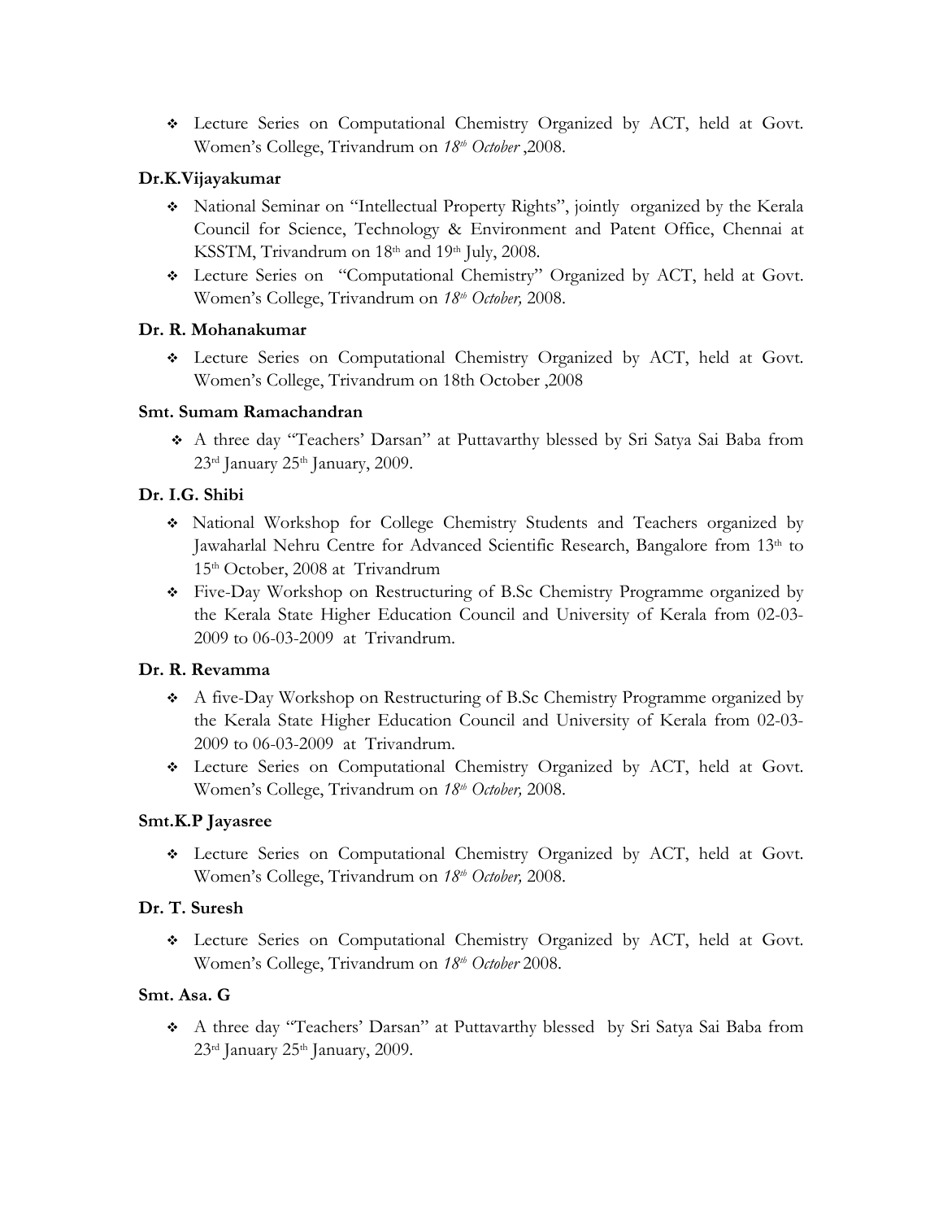- Lecture Series on Computational Chemistry Organized by ACT, held at Govt. Women's College, Trivandrum on *18th October* ,2008.

**Dr.K.Vijayakumar**

- National Seminar on "Intellectual Property Rights", jointly organized by the Kerala Council for Science, Technology & Environment and Patent Office, Chennai at KSSTM, Trivandrum on 18th and 19th July, 2008.
- Lecture Series on "Computational Chemistry" Organized by ACT, held at Govt. Women's College, Trivandrum on *18th October,* 2008.

**Dr. R. Mohanakumar**

- Lecture Series on Computational Chemistry Organized by ACT, held at Govt. Women's College, Trivandrum on 18th October ,2008

**Smt. Sumam Ramachandran**

- A three day "Teachers' Darsan" at Puttavarthy blessed by Sri Satya Sai Baba from 23rd January 25th January, 2009.

**Dr. I.G. Shibi**

- National Workshop for College Chemistry Students and Teachers organized by Jawaharlal Nehru Centre for Advanced Scientific Research, Bangalore from 13th to 15th October, 2008 at Trivandrum
- Five-Day Workshop on Restructuring of B.Sc Chemistry Programme organized by the Kerala State Higher Education Council and University of Kerala from 02-03-2009 to 06-03-2009 at Trivandrum.

**Dr. R. Revamma**

- A five-Day Workshop on Restructuring of B.Sc Chemistry Programme organized by the Kerala State Higher Education Council and University of Kerala from 02-03-2009 to 06-03-2009 at Trivandrum.
- Lecture Series on Computational Chemistry Organized by ACT, held at Govt. Women's College, Trivandrum on *18th October,* 2008.

**Smt.K.P Jayasree**

- Lecture Series on Computational Chemistry Organized by ACT, held at Govt. Women's College, Trivandrum on *18th October,* 2008.

**Dr. T. Suresh**

- Lecture Series on Computational Chemistry Organized by ACT, held at Govt. Women's College, Trivandrum on *18th October* 2008.

**Smt. Asa. G**

- A three day "Teachers' Darsan" at Puttavarthy blessed by Sri Satya Sai Baba from 23rd January 25th January, 2009.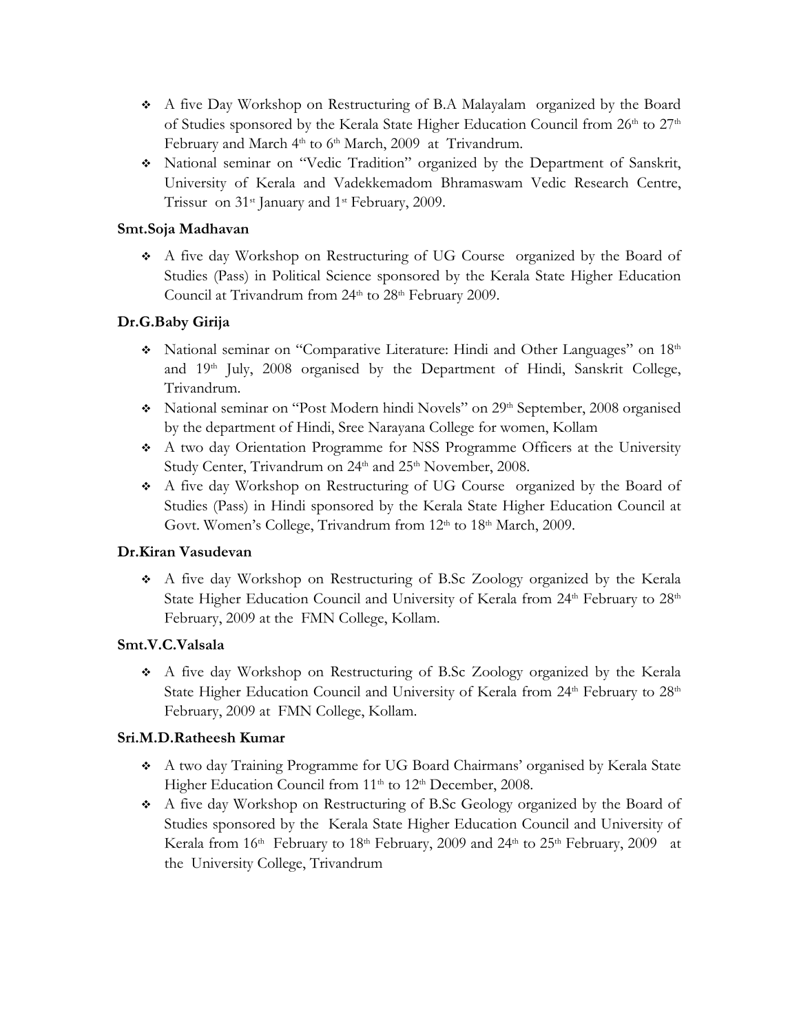- A five Day Workshop on Restructuring of B.A Malayalam organized by the Board of Studies sponsored by the Kerala State Higher Education Council from 26th to 27th February and March 4th to 6th March, 2009 at Trivandrum.
- National seminar on "Vedic Tradition" organized by the Department of Sanskrit, University of Kerala and Vadekkemadom Bhramaswam Vedic Research Centre, Trissur on 31st January and 1st February, 2009.

**Smt.Soja Madhavan**

- A five day Workshop on Restructuring of UG Course organized by the Board of Studies (Pass) in Political Science sponsored by the Kerala State Higher Education Council at Trivandrum from 24th to 28th February 2009.

**Dr.G.Baby Girija**

- National seminar on "Comparative Literature: Hindi and Other Languages" on 18th and 19th July, 2008 organised by the Department of Hindi, Sanskrit College, Trivandrum.
- National seminar on "Post Modern hindi Novels" on 29th September, 2008 organised by the department of Hindi, Sree Narayana College for women, Kollam
- A two day Orientation Programme for NSS Programme Officers at the University Study Center, Trivandrum on 24th and 25th November, 2008.
- A five day Workshop on Restructuring of UG Course organized by the Board of Studies (Pass) in Hindi sponsored by the Kerala State Higher Education Council at Govt. Women's College, Trivandrum from 12th to 18th March, 2009.

**Dr.Kiran Vasudevan**

- A five day Workshop on Restructuring of B.Sc Zoology organized by the Kerala State Higher Education Council and University of Kerala from 24th February to 28th February, 2009 at the FMN College, Kollam.

**Smt.V.C.Valsala**

- A five day Workshop on Restructuring of B.Sc Zoology organized by the Kerala State Higher Education Council and University of Kerala from 24th February to 28th February, 2009 at FMN College, Kollam.

**Sri.M.D.Ratheesh Kumar**

- A two day Training Programme for UG Board Chairmans' organised by Kerala State Higher Education Council from 11th to 12th December, 2008.
- A five day Workshop on Restructuring of B.Sc Geology organized by the Board of Studies sponsored by the Kerala State Higher Education Council and University of Kerala from 16th February to 18th February, 2009 and 24th to 25th February, 2009 at the University College, Trivandrum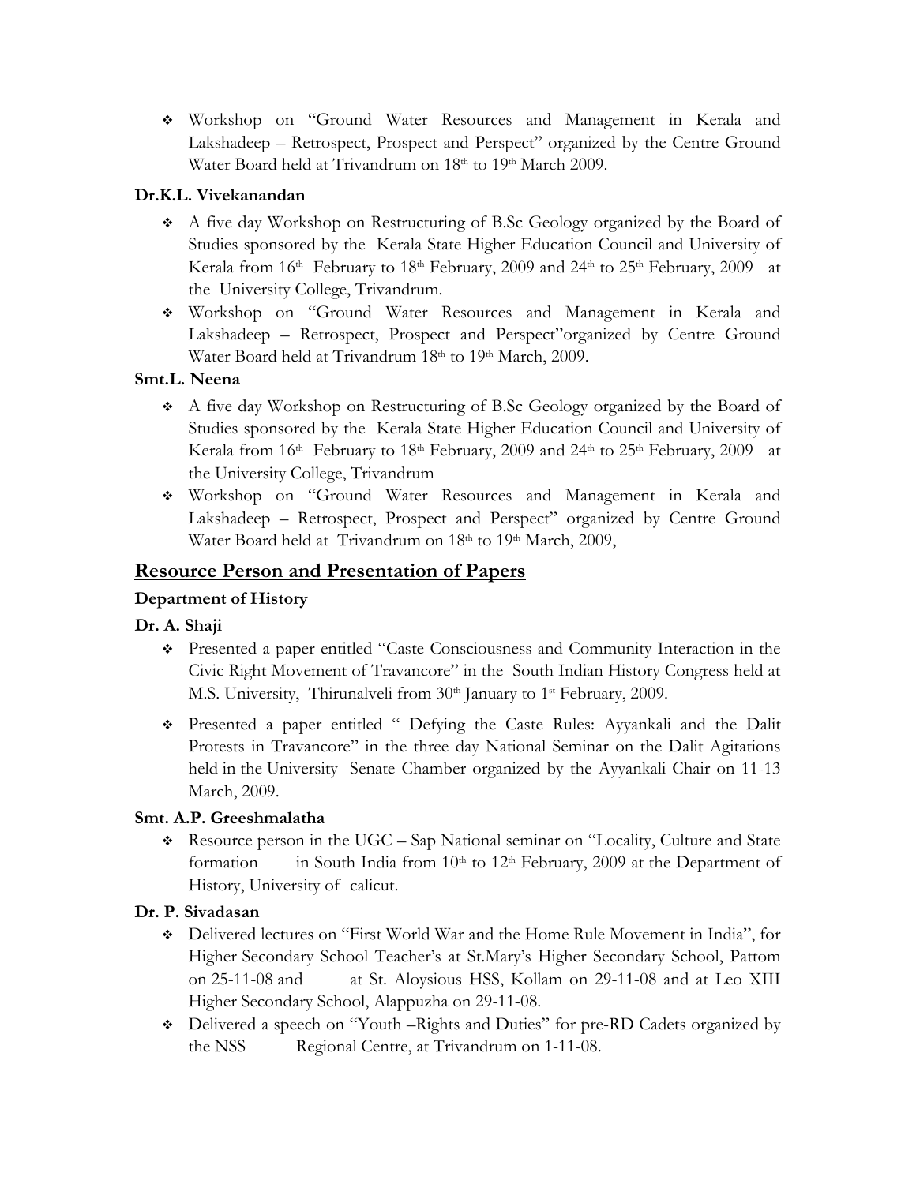- Workshop on "Ground Water Resources and Management in Kerala and Lakshadeep – Retrospect, Prospect and Perspect" organized by the Centre Ground Water Board held at Trivandrum on 18th to 19th March 2009.

**Dr.K.L. Vivekanandan**

- A five day Workshop on Restructuring of B.Sc Geology organized by the Board of Studies sponsored by the Kerala State Higher Education Council and University of Kerala from 16th February to 18th February, 2009 and 24th to 25th February, 2009 at the University College, Trivandrum.
- Workshop on "Ground Water Resources and Management in Kerala and Lakshadeep – Retrospect, Prospect and Perspect"organized by Centre Ground Water Board held at Trivandrum 18th to 19th March, 2009.

**Smt.L. Neena**

- A five day Workshop on Restructuring of B.Sc Geology organized by the Board of Studies sponsored by the Kerala State Higher Education Council and University of Kerala from 16th February to 18th February, 2009 and 24th to 25th February, 2009 at the University College, Trivandrum
- Workshop on "Ground Water Resources and Management in Kerala and Lakshadeep – Retrospect, Prospect and Perspect" organized by Centre Ground Water Board held at Trivandrum on 18th to 19th March, 2009,

## Resource Person and Presentation of Papers

### Department of History

**Dr. A. Shaji**

- Presented a paper entitled "Caste Consciousness and Community Interaction in the Civic Right Movement of Travancore" in the South Indian History Congress held at M.S. University, Thirunalveli from 30th January to 1st February, 2009.
- Presented a paper entitled " Defying the Caste Rules: Ayyankali and the Dalit Protests in Travancore" in the three day National Seminar on the Dalit Agitations held in the University Senate Chamber organized by the Ayyankali Chair on 11-13 March, 2009.

**Smt. A.P. Greeshmalatha**

- Resource person in the UGC – Sap National seminar on "Locality, Culture and State formation in South India from 10th to 12th February, 2009 at the Department of History, University of calicut.

**Dr. P. Sivadasan**

- Delivered lectures on "First World War and the Home Rule Movement in India", for Higher Secondary School Teacher's at St.Mary's Higher Secondary School, Pattom on 25-11-08 and at St. Aloysious HSS, Kollam on 29-11-08 and at Leo XIII Higher Secondary School, Alappuzha on 29-11-08.
- Delivered a speech on "Youth –Rights and Duties" for pre-RD Cadets organized by the NSS Regional Centre, at Trivandrum on 1-11-08.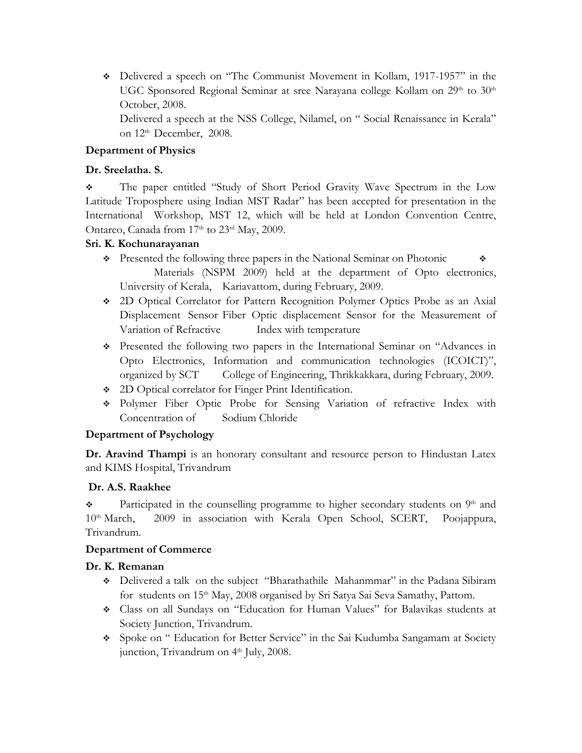- Delivered a speech on "The Communist Movement in Kollam, 1917-1957" in the UGC Sponsored Regional Seminar at sree Narayana college Kollam on 29th to 30th October, 2008.

  Delivered a speech at the NSS College, Nilamel, on " Social Renaissance in Kerala" on 12th December, 2008.

**Department of Physics**

**Dr. Sreelatha. S.**

- The paper entitled "Study of Short Period Gravity Wave Spectrum in the Low Latitude Troposphere using Indian MST Radar" has been accepted for presentation in the International Workshop, MST 12, which will be held at London Convention Centre, Ontareo, Canada from 17th to 23rd May, 2009.

**Sri. K. Kochunarayanan**

- Presented the following three papers in the National Seminar on Photonic Materials (NSPM 2009) held at the department of Opto electronics, University of Kerala, Kariavattom, during February, 2009.
- 2D Optical Correlator for Pattern Recognition Polymer Optics Probe as an Axial Displacement Sensor Fiber Optic displacement Sensor for the Measurement of Variation of Refractive Index with temperature
- Presented the following two papers in the International Seminar on "Advances in Opto Electronics, Information and communication technologies (ICOICT)", organized by SCT College of Engineering, Thrikkakkara, during February, 2009.
- 2D Optical correlator for Finger Print Identification.
- Polymer Fiber Optic Probe for Sensing Variation of refractive Index with Concentration of Sodium Chloride

**Department of Psychology**

**Dr. Aravind Thampi** is an honorary consultant and resource person to Hindustan Latex and KIMS Hospital, Trivandrum

**Dr. A.S. Raakhee**

- Participated in the counselling programme to higher secondary students on 9th and 10th March, 2009 in association with Kerala Open School, SCERT, Poojappura, Trivandrum.

**Department of Commerce**

**Dr. K. Remanan**

- Delivered a talk on the subject "Bharathathile Mahanmmar" in the Padana Sibiram for students on 15th May, 2008 organised by Sri Satya Sai Seva Samathy, Pattom.
- Class on all Sundays on "Education for Human Values" for Balavikas students at Society Junction, Trivandrum.
- Spoke on " Education for Better Service" in the Sai Kudumba Sangamam at Society junction, Trivandrum on 4th July, 2008.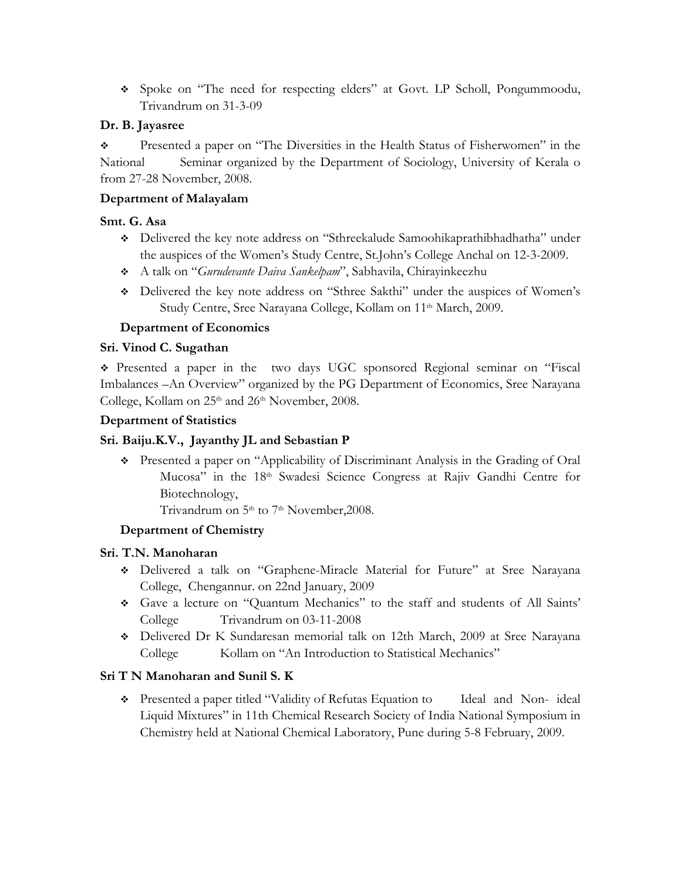- Spoke on "The need for respecting elders" at Govt. LP Scholl, Pongummoodu, Trivandrum on 31-3-09

**Dr. B. Jayasree**

- Presented a paper on "The Diversities in the Health Status of Fisherwomen" in the National Seminar organized by the Department of Sociology, University of Kerala o from 27-28 November, 2008.

**Department of Malayalam**

**Smt. G. Asa**

- Delivered the key note address on "Sthreekalude Samoohikaprathibhadhatha" under the auspices of the Women's Study Centre, St.John's College Anchal on 12-3-2009.
- A talk on "*Gurudevante Daiva Sankelpam*", Sabhavila, Chirayinkeezhu
- Delivered the key note address on "Sthree Sakthi" under the auspices of Women's Study Centre, Sree Narayana College, Kollam on 11th March, 2009.

**Department of Economics**

**Sri. Vinod C. Sugathan**

- Presented a paper in the two days UGC sponsored Regional seminar on "Fiscal Imbalances –An Overview" organized by the PG Department of Economics, Sree Narayana College, Kollam on 25th and 26th November, 2008.

**Department of Statistics**

**Sri. Baiju.K.V., Jayanthy JL and Sebastian P**

- Presented a paper on "Applicability of Discriminant Analysis in the Grading of Oral Mucosa" in the 18th Swadesi Science Congress at Rajiv Gandhi Centre for Biotechnology,
  Trivandrum on 5th to 7th November,2008.

**Department of Chemistry**

**Sri. T.N. Manoharan**

- Delivered a talk on "Graphene-Miracle Material for Future" at Sree Narayana College, Chengannur. on 22nd January, 2009
- Gave a lecture on "Quantum Mechanics" to the staff and students of All Saints' College Trivandrum on 03-11-2008
- Delivered Dr K Sundaresan memorial talk on 12th March, 2009 at Sree Narayana College Kollam on "An Introduction to Statistical Mechanics"

**Sri T N Manoharan and Sunil S. K**

- Presented a paper titled "Validity of Refutas Equation to Ideal and Non- ideal Liquid Mixtures" in 11th Chemical Research Society of India National Symposium in Chemistry held at National Chemical Laboratory, Pune during 5-8 February, 2009.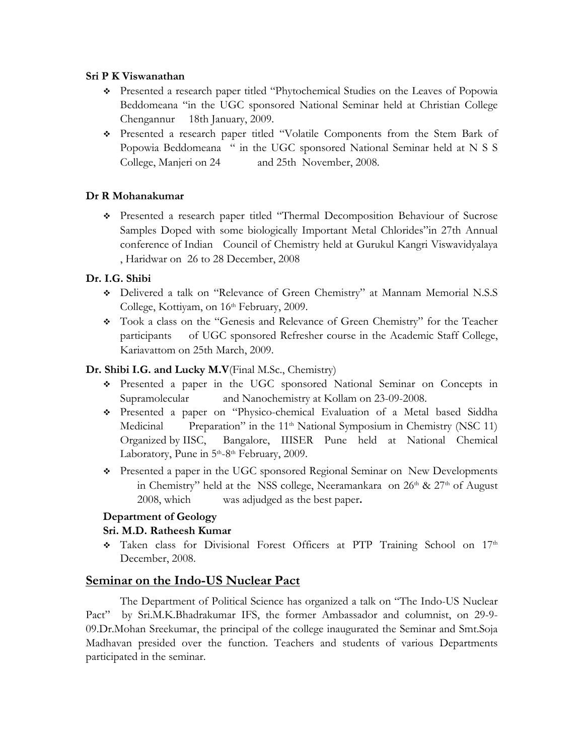**Sri P K Viswanathan**

- Presented a research paper titled "Phytochemical Studies on the Leaves of Popowia Beddomeana "in the UGC sponsored National Seminar held at Christian College Chengannur 18th January, 2009.
- Presented a research paper titled "Volatile Components from the Stem Bark of Popowia Beddomeana " in the UGC sponsored National Seminar held at N S S College, Manjeri on 24 and 25th November, 2008.

**Dr R Mohanakumar**

- Presented a research paper titled "Thermal Decomposition Behaviour of Sucrose Samples Doped with some biologically Important Metal Chlorides"in 27th Annual conference of Indian Council of Chemistry held at Gurukul Kangri Viswavidyalaya , Haridwar on 26 to 28 December, 2008

**Dr. I.G. Shibi**

- Delivered a talk on "Relevance of Green Chemistry" at Mannam Memorial N.S.S College, Kottiyam, on 16th February, 2009.
- Took a class on the "Genesis and Relevance of Green Chemistry" for the Teacher participants of UGC sponsored Refresher course in the Academic Staff College, Kariavattom on 25th March, 2009.

**Dr. Shibi I.G. and Lucky M.V**(Final M.Sc., Chemistry)

- Presented a paper in the UGC sponsored National Seminar on Concepts in Supramolecular and Nanochemistry at Kollam on 23-09-2008.
- Presented a paper on "Physico-chemical Evaluation of a Metal based Siddha Medicinal Preparation" in the 11th National Symposium in Chemistry (NSC 11) Organized by IISC, Bangalore, IIISER Pune held at National Chemical Laboratory, Pune in 5th-8th February, 2009.
- Presented a paper in the UGC sponsored Regional Seminar on New Developments in Chemistry" held at the NSS college, Neeramankara on 26th & 27th of August 2008, which was adjudged as the best paper**.**

**Department of Geology**

**Sri. M.D. Ratheesh Kumar**

- Taken class for Divisional Forest Officers at PTP Training School on 17th December, 2008.

## Seminar on the Indo-US Nuclear Pact

The Department of Political Science has organized a talk on "The Indo-US Nuclear Pact" by Sri.M.K.Bhadrakumar IFS, the former Ambassador and columnist, on 29-9-09.Dr.Mohan Sreekumar, the principal of the college inaugurated the Seminar and Smt.Soja Madhavan presided over the function. Teachers and students of various Departments participated in the seminar.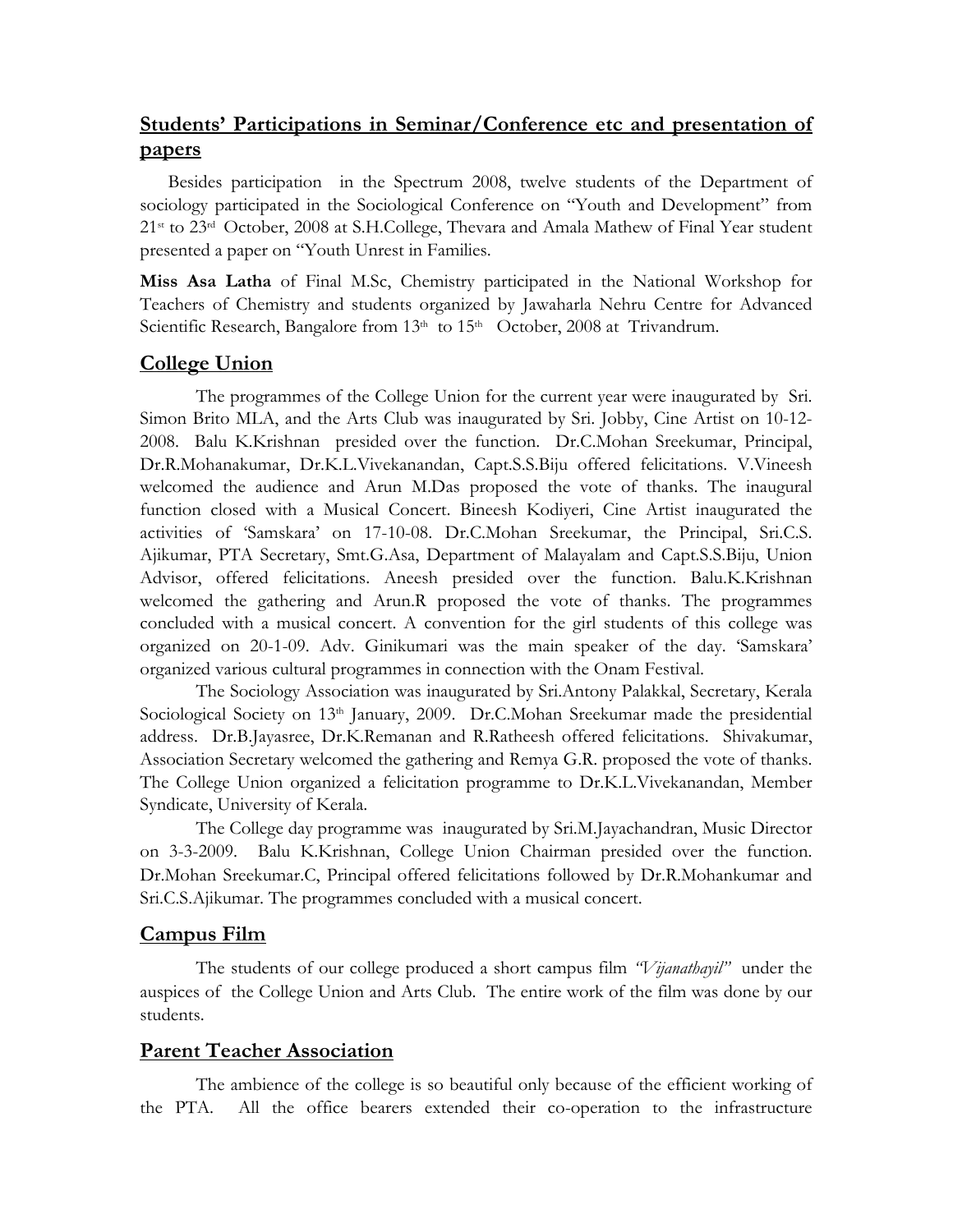## Students' Participations in Seminar/Conference etc and presentation of papers

Besides participation in the Spectrum 2008, twelve students of the Department of sociology participated in the Sociological Conference on "Youth and Development" from 21st to 23rd October, 2008 at S.H.College, Thevara and Amala Mathew of Final Year student presented a paper on "Youth Unrest in Families.

**Miss Asa Latha** of Final M.Sc, Chemistry participated in the National Workshop for Teachers of Chemistry and students organized by Jawaharla Nehru Centre for Advanced Scientific Research, Bangalore from 13th to 15th October, 2008 at Trivandrum.

## College Union

The programmes of the College Union for the current year were inaugurated by Sri. Simon Brito MLA, and the Arts Club was inaugurated by Sri. Jobby, Cine Artist on 10-12-2008. Balu K.Krishnan presided over the function. Dr.C.Mohan Sreekumar, Principal, Dr.R.Mohanakumar, Dr.K.L.Vivekanandan, Capt.S.S.Biju offered felicitations. V.Vineesh welcomed the audience and Arun M.Das proposed the vote of thanks. The inaugural function closed with a Musical Concert. Bineesh Kodiyeri, Cine Artist inaugurated the activities of 'Samskara' on 17-10-08. Dr.C.Mohan Sreekumar, the Principal, Sri.C.S. Ajikumar, PTA Secretary, Smt.G.Asa, Department of Malayalam and Capt.S.S.Biju, Union Advisor, offered felicitations. Aneesh presided over the function. Balu.K.Krishnan welcomed the gathering and Arun.R proposed the vote of thanks. The programmes concluded with a musical concert. A convention for the girl students of this college was organized on 20-1-09. Adv. Ginikumari was the main speaker of the day. 'Samskara' organized various cultural programmes in connection with the Onam Festival.

The Sociology Association was inaugurated by Sri.Antony Palakkal, Secretary, Kerala Sociological Society on 13th January, 2009. Dr.C.Mohan Sreekumar made the presidential address. Dr.B.Jayasree, Dr.K.Remanan and R.Ratheesh offered felicitations. Shivakumar, Association Secretary welcomed the gathering and Remya G.R. proposed the vote of thanks. The College Union organized a felicitation programme to Dr.K.L.Vivekanandan, Member Syndicate, University of Kerala.

The College day programme was inaugurated by Sri.M.Jayachandran, Music Director on 3-3-2009. Balu K.Krishnan, College Union Chairman presided over the function. Dr.Mohan Sreekumar.C, Principal offered felicitations followed by Dr.R.Mohankumar and Sri.C.S.Ajikumar. The programmes concluded with a musical concert.

## Campus Film

The students of our college produced a short campus film *"Vijanathayil"* under the auspices of the College Union and Arts Club. The entire work of the film was done by our students.

## Parent Teacher Association

The ambience of the college is so beautiful only because of the efficient working of the PTA. All the office bearers extended their co-operation to the infrastructure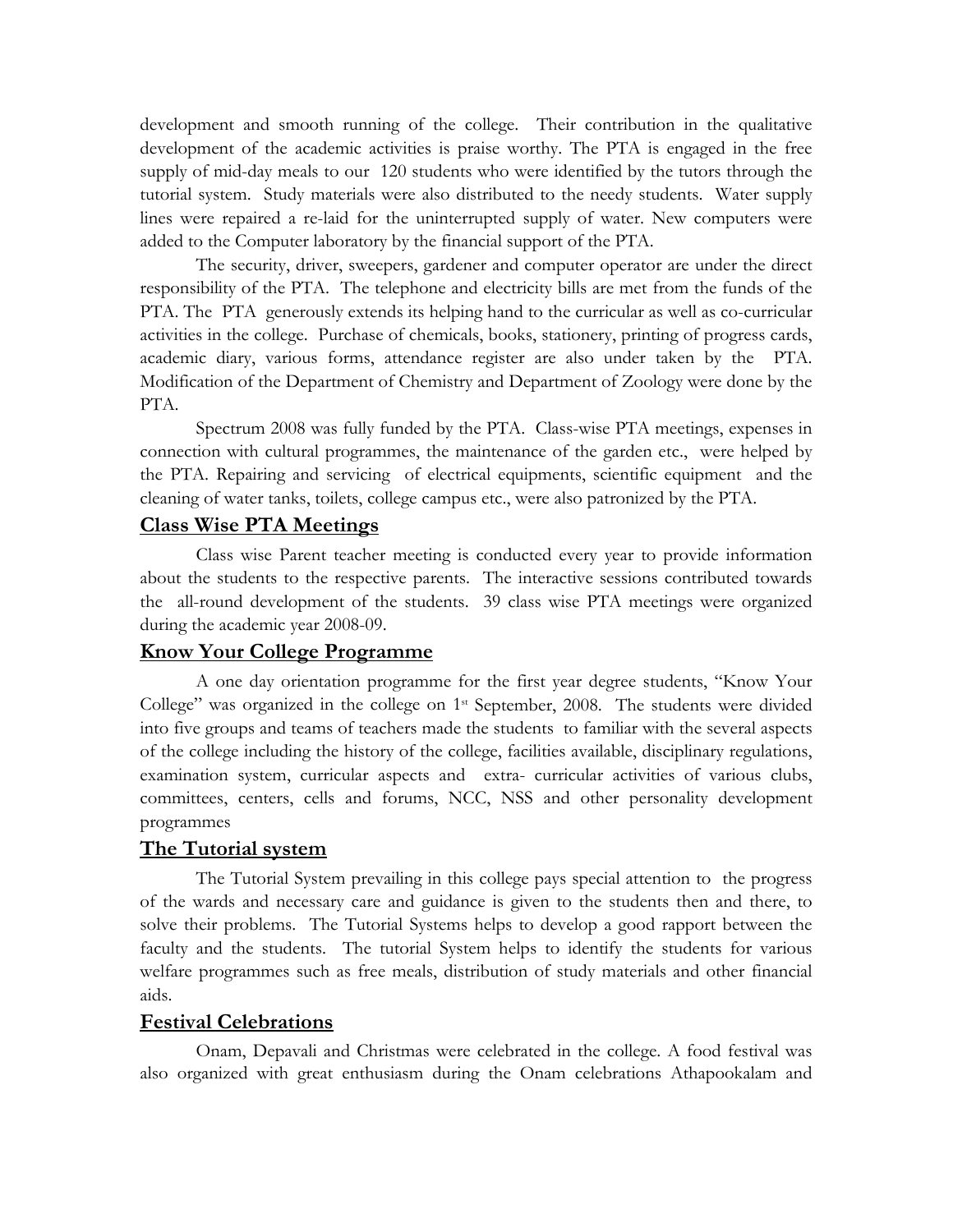development and smooth running of the college. Their contribution in the qualitative development of the academic activities is praise worthy. The PTA is engaged in the free supply of mid-day meals to our 120 students who were identified by the tutors through the tutorial system. Study materials were also distributed to the needy students. Water supply lines were repaired a re-laid for the uninterrupted supply of water. New computers were added to the Computer laboratory by the financial support of the PTA.

The security, driver, sweepers, gardener and computer operator are under the direct responsibility of the PTA. The telephone and electricity bills are met from the funds of the PTA. The PTA generously extends its helping hand to the curricular as well as co-curricular activities in the college. Purchase of chemicals, books, stationery, printing of progress cards, academic diary, various forms, attendance register are also under taken by the PTA. Modification of the Department of Chemistry and Department of Zoology were done by the PTA.

Spectrum 2008 was fully funded by the PTA. Class-wise PTA meetings, expenses in connection with cultural programmes, the maintenance of the garden etc., were helped by the PTA. Repairing and servicing of electrical equipments, scientific equipment and the cleaning of water tanks, toilets, college campus etc., were also patronized by the PTA.

## Class Wise PTA Meetings

Class wise Parent teacher meeting is conducted every year to provide information about the students to the respective parents. The interactive sessions contributed towards the all-round development of the students. 39 class wise PTA meetings were organized during the academic year 2008-09.

## Know Your College Programme

A one day orientation programme for the first year degree students, "Know Your College" was organized in the college on 1st September, 2008. The students were divided into five groups and teams of teachers made the students to familiar with the several aspects of the college including the history of the college, facilities available, disciplinary regulations, examination system, curricular aspects and extra- curricular activities of various clubs, committees, centers, cells and forums, NCC, NSS and other personality development programmes

## The Tutorial system

The Tutorial System prevailing in this college pays special attention to the progress of the wards and necessary care and guidance is given to the students then and there, to solve their problems. The Tutorial Systems helps to develop a good rapport between the faculty and the students. The tutorial System helps to identify the students for various welfare programmes such as free meals, distribution of study materials and other financial aids.

## Festival Celebrations

Onam, Depavali and Christmas were celebrated in the college. A food festival was also organized with great enthusiasm during the Onam celebrations Athapookalam and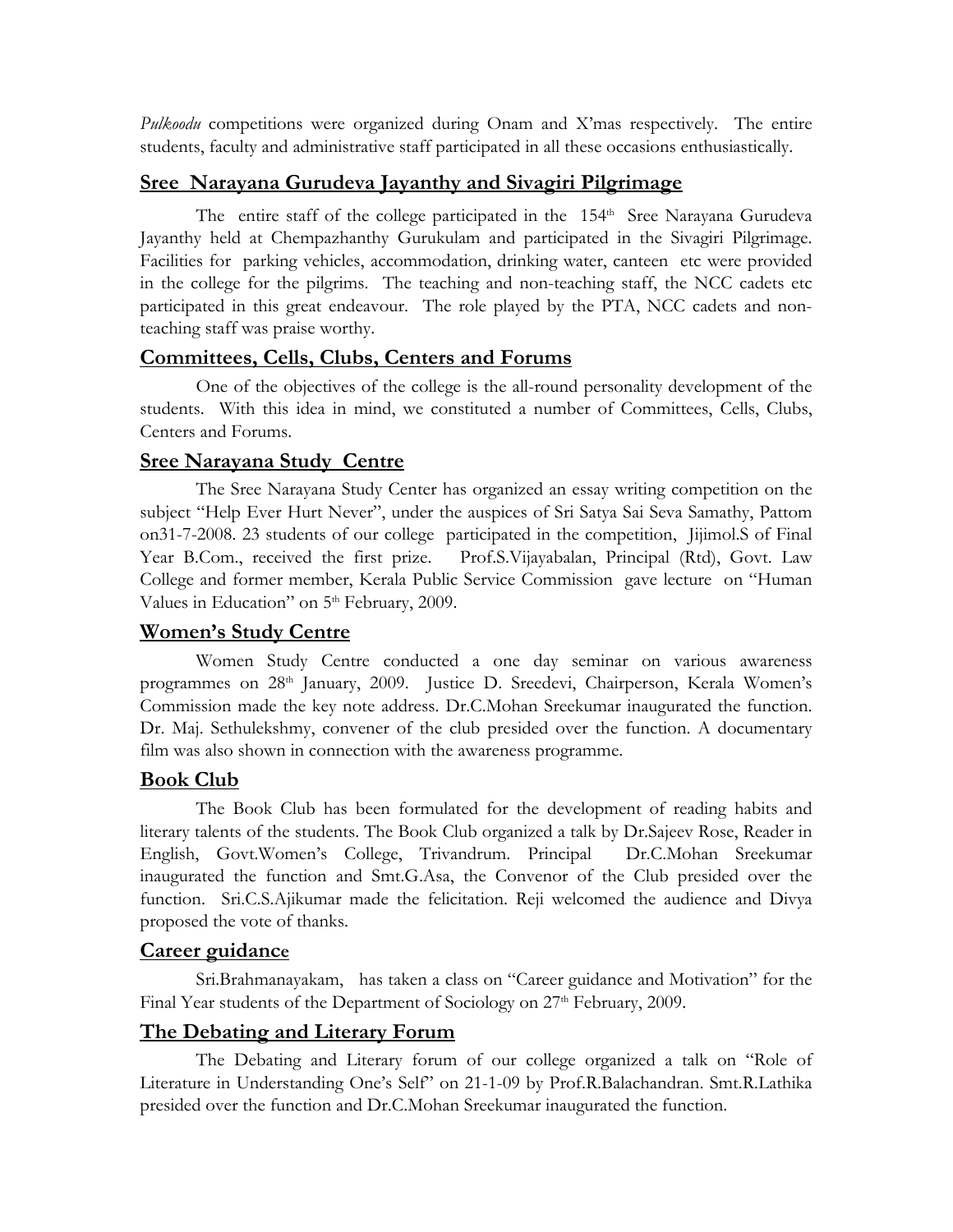*Pulkoodu* competitions were organized during Onam and X'mas respectively. The entire students, faculty and administrative staff participated in all these occasions enthusiastically.

## Sree Narayana Gurudeva Jayanthy and Sivagiri Pilgrimage

The entire staff of the college participated in the 154th Sree Narayana Gurudeva Jayanthy held at Chempazhanthy Gurukulam and participated in the Sivagiri Pilgrimage. Facilities for parking vehicles, accommodation, drinking water, canteen etc were provided in the college for the pilgrims. The teaching and non-teaching staff, the NCC cadets etc participated in this great endeavour. The role played by the PTA, NCC cadets and non-teaching staff was praise worthy.

## Committees, Cells, Clubs, Centers and Forums

One of the objectives of the college is the all-round personality development of the students. With this idea in mind, we constituted a number of Committees, Cells, Clubs, Centers and Forums.

## Sree Narayana Study Centre

The Sree Narayana Study Center has organized an essay writing competition on the subject "Help Ever Hurt Never", under the auspices of Sri Satya Sai Seva Samathy, Pattom on31-7-2008. 23 students of our college participated in the competition, Jijimol.S of Final Year B.Com., received the first prize. Prof.S.Vijayabalan, Principal (Rtd), Govt. Law College and former member, Kerala Public Service Commission gave lecture on "Human Values in Education" on 5th February, 2009.

## Women's Study Centre

Women Study Centre conducted a one day seminar on various awareness programmes on 28th January, 2009. Justice D. Sreedevi, Chairperson, Kerala Women's Commission made the key note address. Dr.C.Mohan Sreekumar inaugurated the function. Dr. Maj. Sethulekshmy, convener of the club presided over the function. A documentary film was also shown in connection with the awareness programme.

## Book Club

The Book Club has been formulated for the development of reading habits and literary talents of the students. The Book Club organized a talk by Dr.Sajeev Rose, Reader in English, Govt.Women's College, Trivandrum. Principal Dr.C.Mohan Sreekumar inaugurated the function and Smt.G.Asa, the Convenor of the Club presided over the function. Sri.C.S.Ajikumar made the felicitation. Reji welcomed the audience and Divya proposed the vote of thanks.

## Career guidance

Sri.Brahmanayakam, has taken a class on "Career guidance and Motivation" for the Final Year students of the Department of Sociology on 27th February, 2009.

## The Debating and Literary Forum

The Debating and Literary forum of our college organized a talk on "Role of Literature in Understanding One's Self" on 21-1-09 by Prof.R.Balachandran. Smt.R.Lathika presided over the function and Dr.C.Mohan Sreekumar inaugurated the function.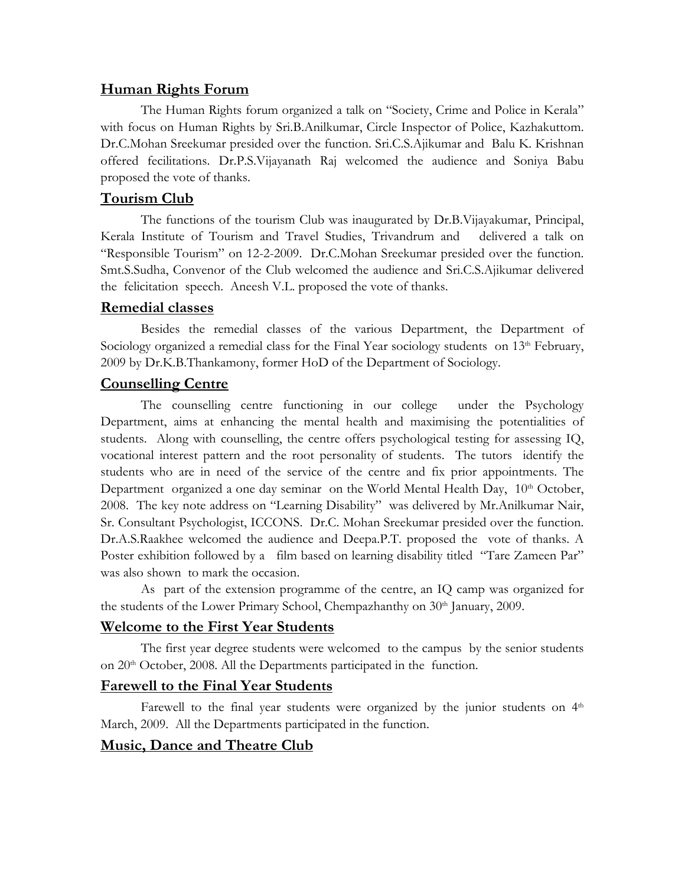## Human Rights Forum

The Human Rights forum organized a talk on "Society, Crime and Police in Kerala" with focus on Human Rights by Sri.B.Anilkumar, Circle Inspector of Police, Kazhakuttom. Dr.C.Mohan Sreekumar presided over the function. Sri.C.S.Ajikumar and Balu K. Krishnan offered fecilitations. Dr.P.S.Vijayanath Raj welcomed the audience and Soniya Babu proposed the vote of thanks.

## Tourism Club

The functions of the tourism Club was inaugurated by Dr.B.Vijayakumar, Principal, Kerala Institute of Tourism and Travel Studies, Trivandrum and delivered a talk on "Responsible Tourism" on 12-2-2009. Dr.C.Mohan Sreekumar presided over the function. Smt.S.Sudha, Convenor of the Club welcomed the audience and Sri.C.S.Ajikumar delivered the felicitation speech. Aneesh V.L. proposed the vote of thanks.

## Remedial classes

Besides the remedial classes of the various Department, the Department of Sociology organized a remedial class for the Final Year sociology students on 13th February, 2009 by Dr.K.B.Thankamony, former HoD of the Department of Sociology.

## Counselling Centre

The counselling centre functioning in our college under the Psychology Department, aims at enhancing the mental health and maximising the potentialities of students. Along with counselling, the centre offers psychological testing for assessing IQ, vocational interest pattern and the root personality of students. The tutors identify the students who are in need of the service of the centre and fix prior appointments. The Department organized a one day seminar on the World Mental Health Day, 10th October, 2008. The key note address on "Learning Disability" was delivered by Mr.Anilkumar Nair, Sr. Consultant Psychologist, ICCONS. Dr.C. Mohan Sreekumar presided over the function. Dr.A.S.Raakhee welcomed the audience and Deepa.P.T. proposed the vote of thanks. A Poster exhibition followed by a film based on learning disability titled "Tare Zameen Par" was also shown to mark the occasion.

As part of the extension programme of the centre, an IQ camp was organized for the students of the Lower Primary School, Chempazhanthy on 30th January, 2009.

## Welcome to the First Year Students

The first year degree students were welcomed to the campus by the senior students on 20th October, 2008. All the Departments participated in the function.

## Farewell to the Final Year Students

Farewell to the final year students were organized by the junior students on 4th March, 2009. All the Departments participated in the function.

## Music, Dance and Theatre Club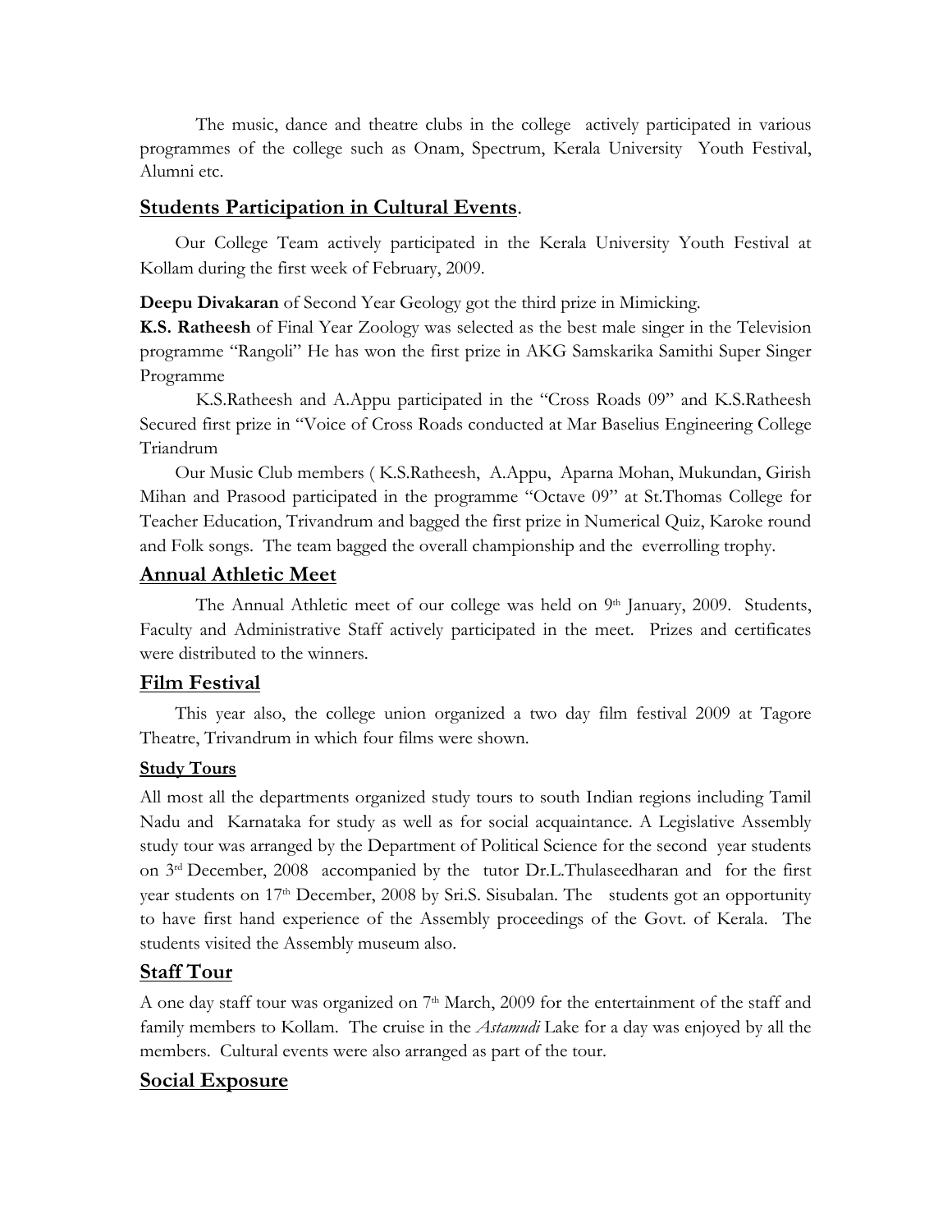The music, dance and theatre clubs in the college actively participated in various programmes of the college such as Onam, Spectrum, Kerala University Youth Festival, Alumni etc.

## **Students Participation in Cultural Events**.

Our College Team actively participated in the Kerala University Youth Festival at Kollam during the first week of February, 2009.

**Deepu Divakaran** of Second Year Geology got the third prize in Mimicking.
**K.S. Ratheesh** of Final Year Zoology was selected as the best male singer in the Television programme "Rangoli" He has won the first prize in AKG Samskarika Samithi Super Singer Programme

K.S.Ratheesh and A.Appu participated in the "Cross Roads 09" and K.S.Ratheesh Secured first prize in "Voice of Cross Roads conducted at Mar Baselius Engineering College Triandrum

Our Music Club members ( K.S.Ratheesh, A.Appu, Aparna Mohan, Mukundan, Girish Mihan and Prasood participated in the programme "Octave 09" at St.Thomas College for Teacher Education, Trivandrum and bagged the first prize in Numerical Quiz, Karoke round and Folk songs. The team bagged the overall championship and the everrolling trophy.

## **Annual Athletic Meet**

The Annual Athletic meet of our college was held on 9th January, 2009. Students, Faculty and Administrative Staff actively participated in the meet. Prizes and certificates were distributed to the winners.

## **Film Festival**

This year also, the college union organized a two day film festival 2009 at Tagore Theatre, Trivandrum in which four films were shown.

### **Study Tours**

All most all the departments organized study tours to south Indian regions including Tamil Nadu and Karnataka for study as well as for social acquaintance. A Legislative Assembly study tour was arranged by the Department of Political Science for the second year students on 3rd December, 2008 accompanied by the tutor Dr.L.Thulaseedharan and for the first year students on 17th December, 2008 by Sri.S. Sisubalan. The students got an opportunity to have first hand experience of the Assembly proceedings of the Govt. of Kerala. The students visited the Assembly museum also.

## **Staff Tour**

A one day staff tour was organized on 7th March, 2009 for the entertainment of the staff and family members to Kollam. The cruise in the *Astamudi* Lake for a day was enjoyed by all the members. Cultural events were also arranged as part of the tour.

## **Social Exposure**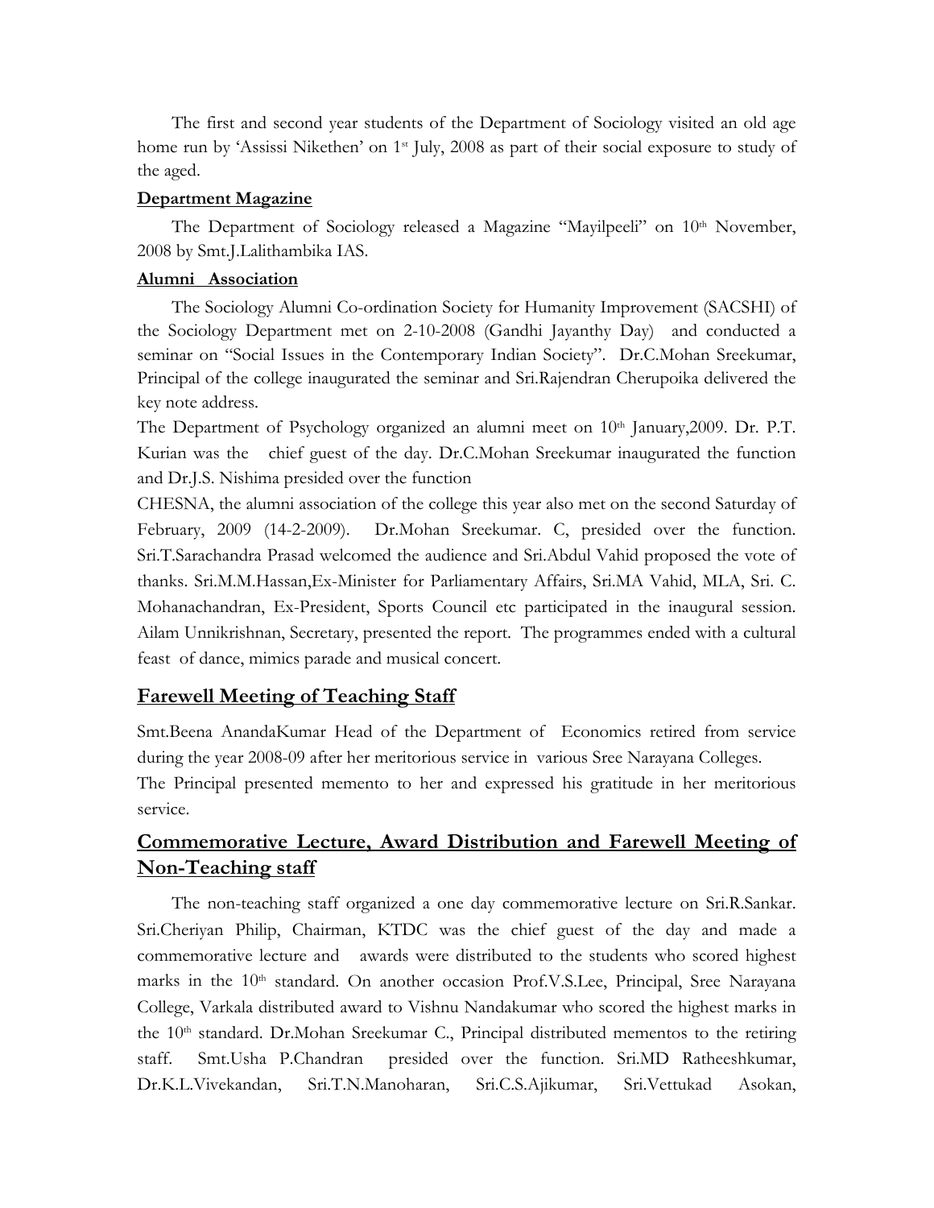The first and second year students of the Department of Sociology visited an old age home run by 'Assissi Nikethen' on 1st July, 2008 as part of their social exposure to study of the aged.

**Department Magazine**

The Department of Sociology released a Magazine "Mayilpeeli" on 10th November, 2008 by Smt.J.Lalithambika IAS.

**Alumni Association**

The Sociology Alumni Co-ordination Society for Humanity Improvement (SACSHI) of the Sociology Department met on 2-10-2008 (Gandhi Jayanthy Day) and conducted a seminar on "Social Issues in the Contemporary Indian Society". Dr.C.Mohan Sreekumar, Principal of the college inaugurated the seminar and Sri.Rajendran Cherupoika delivered the key note address.

The Department of Psychology organized an alumni meet on 10th January,2009. Dr. P.T. Kurian was the chief guest of the day. Dr.C.Mohan Sreekumar inaugurated the function and Dr.J.S. Nishima presided over the function

CHESNA, the alumni association of the college this year also met on the second Saturday of February, 2009 (14-2-2009). Dr.Mohan Sreekumar. C, presided over the function. Sri.T.Sarachandra Prasad welcomed the audience and Sri.Abdul Vahid proposed the vote of thanks. Sri.M.M.Hassan,Ex-Minister for Parliamentary Affairs, Sri.MA Vahid, MLA, Sri. C. Mohanachandran, Ex-President, Sports Council etc participated in the inaugural session. Ailam Unnikrishnan, Secretary, presented the report. The programmes ended with a cultural feast of dance, mimics parade and musical concert.

## Farewell Meeting of Teaching Staff

Smt.Beena AnandaKumar Head of the Department of Economics retired from service during the year 2008-09 after her meritorious service in various Sree Narayana Colleges.

The Principal presented memento to her and expressed his gratitude in her meritorious service.

## Commemorative Lecture, Award Distribution and Farewell Meeting of Non-Teaching staff

The non-teaching staff organized a one day commemorative lecture on Sri.R.Sankar. Sri.Cheriyan Philip, Chairman, KTDC was the chief guest of the day and made a commemorative lecture and awards were distributed to the students who scored highest marks in the 10th standard. On another occasion Prof.V.S.Lee, Principal, Sree Narayana College, Varkala distributed award to Vishnu Nandakumar who scored the highest marks in the 10th standard. Dr.Mohan Sreekumar C., Principal distributed mementos to the retiring staff. Smt.Usha P.Chandran presided over the function. Sri.MD Ratheeshkumar, Dr.K.L.Vivekandan, Sri.T.N.Manoharan, Sri.C.S.Ajikumar, Sri.Vettukad Asokan,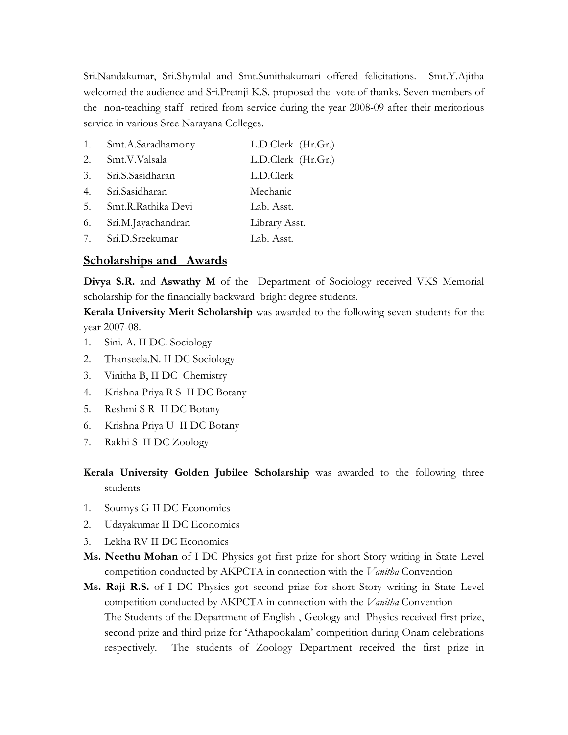Sri.Nandakumar, Sri.Shymlal and Smt.Sunithakumari offered felicitations. Smt.Y.Ajitha welcomed the audience and Sri.Premji K.S. proposed the vote of thanks. Seven members of the non-teaching staff retired from service during the year 2008-09 after their meritorious service in various Sree Narayana Colleges.

| | | |
|---|---|---|
| 1. | Smt.A.Saradhamony | L.D.Clerk (Hr.Gr.) |
| 2. | Smt.V.Valsala | L.D.Clerk (Hr.Gr.) |
| 3. | Sri.S.Sasidharan | L.D.Clerk |
| 4. | Sri.Sasidharan | Mechanic |
| 5. | Smt.R.Rathika Devi | Lab. Asst. |
| 6. | Sri.M.Jayachandran | Library Asst. |
| 7. | Sri.D.Sreekumar | Lab. Asst. |

## Scholarships and Awards

**Divya S.R.** and **Aswathy M** of the Department of Sociology received VKS Memorial scholarship for the financially backward bright degree students.

**Kerala University Merit Scholarship** was awarded to the following seven students for the year 2007-08.

1. Sini. A. II DC. Sociology
2. Thanseela.N. II DC Sociology
3. Vinitha B, II DC Chemistry
4. Krishna Priya R S II DC Botany
5. Reshmi S R II DC Botany
6. Krishna Priya U II DC Botany
7. Rakhi S II DC Zoology

**Kerala University Golden Jubilee Scholarship** was awarded to the following three students

1. Soumys G II DC Economics
2. Udayakumar II DC Economics
3. Lekha RV II DC Economics

**Ms. Neethu Mohan** of I DC Physics got first prize for short Story writing in State Level competition conducted by AKPCTA in connection with the *Vanitha* Convention

**Ms. Raji R.S.** of I DC Physics got second prize for short Story writing in State Level competition conducted by AKPCTA in connection with the *Vanitha* Convention

The Students of the Department of English , Geology and Physics received first prize, second prize and third prize for 'Athapookalam' competition during Onam celebrations respectively. The students of Zoology Department received the first prize in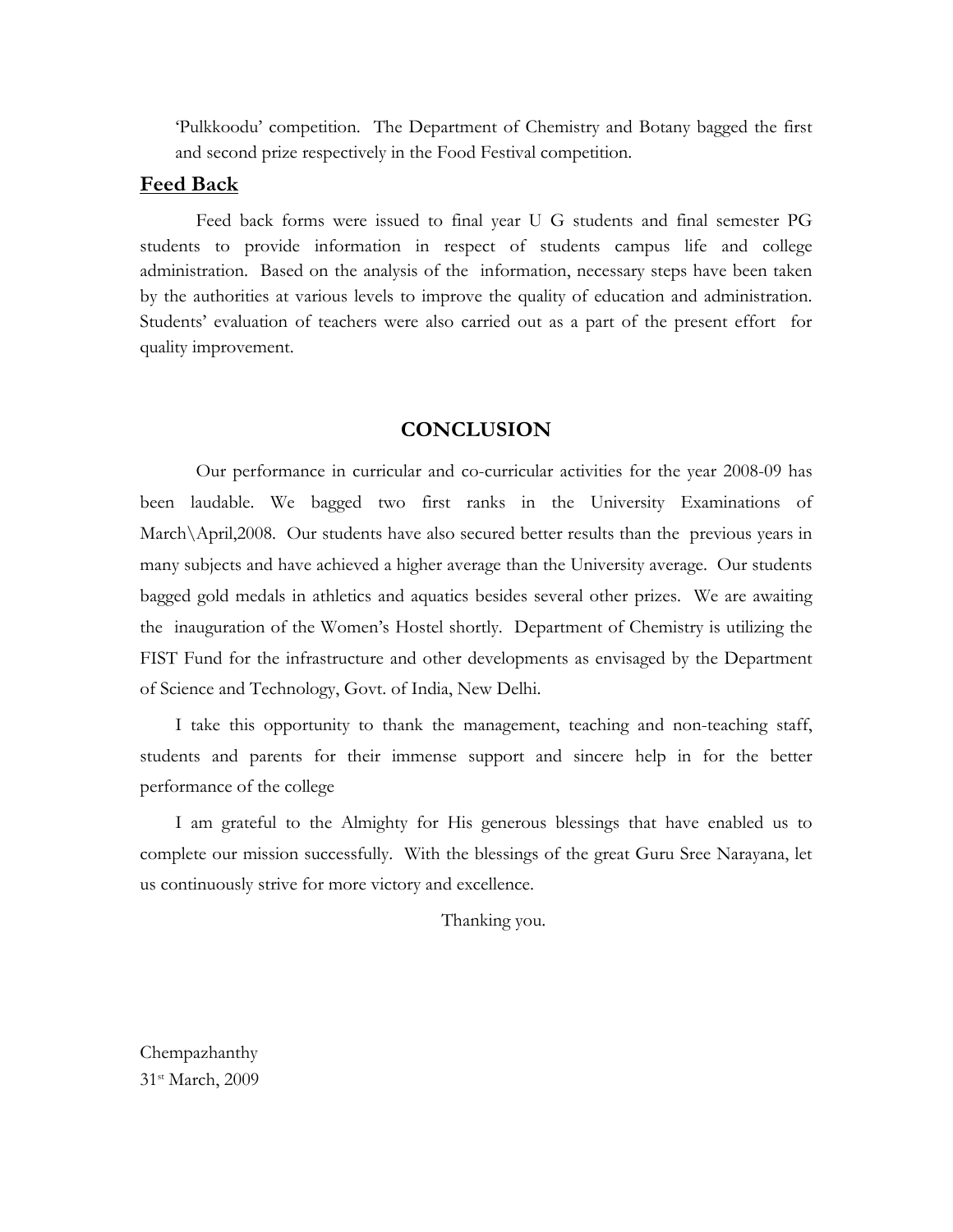'Pulkkoodu' competition. The Department of Chemistry and Botany bagged the first and second prize respectively in the Food Festival competition.

**Feed Back**

Feed back forms were issued to final year U G students and final semester PG students to provide information in respect of students campus life and college administration. Based on the analysis of the information, necessary steps have been taken by the authorities at various levels to improve the quality of education and administration. Students' evaluation of teachers were also carried out as a part of the present effort for quality improvement.

## CONCLUSION

Our performance in curricular and co-curricular activities for the year 2008-09 has been laudable. We bagged two first ranks in the University Examinations of March\April,2008. Our students have also secured better results than the previous years in many subjects and have achieved a higher average than the University average. Our students bagged gold medals in athletics and aquatics besides several other prizes. We are awaiting the inauguration of the Women's Hostel shortly. Department of Chemistry is utilizing the FIST Fund for the infrastructure and other developments as envisaged by the Department of Science and Technology, Govt. of India, New Delhi.

I take this opportunity to thank the management, teaching and non-teaching staff, students and parents for their immense support and sincere help in for the better performance of the college

I am grateful to the Almighty for His generous blessings that have enabled us to complete our mission successfully. With the blessings of the great Guru Sree Narayana, let us continuously strive for more victory and excellence.

Thanking you.

Chempazhanthy
31st March, 2009